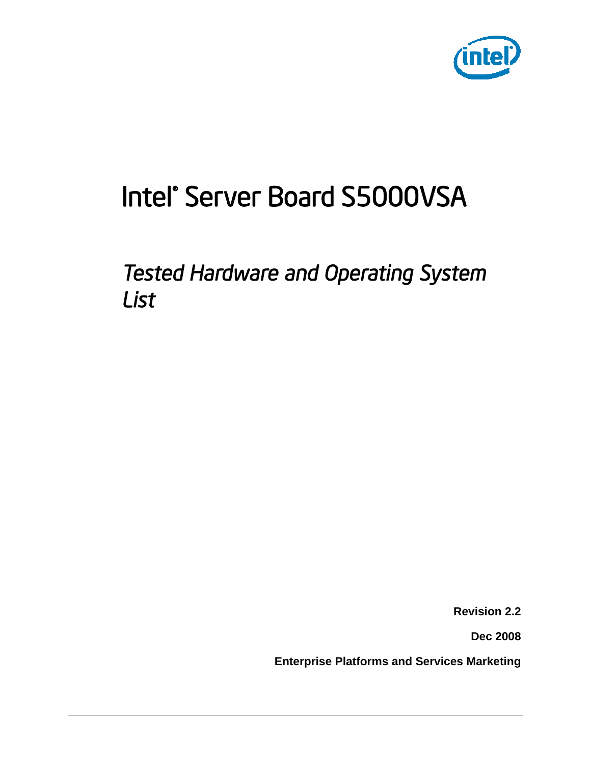# Intel® Server Board S5000VSA

## *Tested Hardware and Operating System List*

**Revision 2.2**

**Dec 2008**

**Enterprise Platforms and Services Marketing**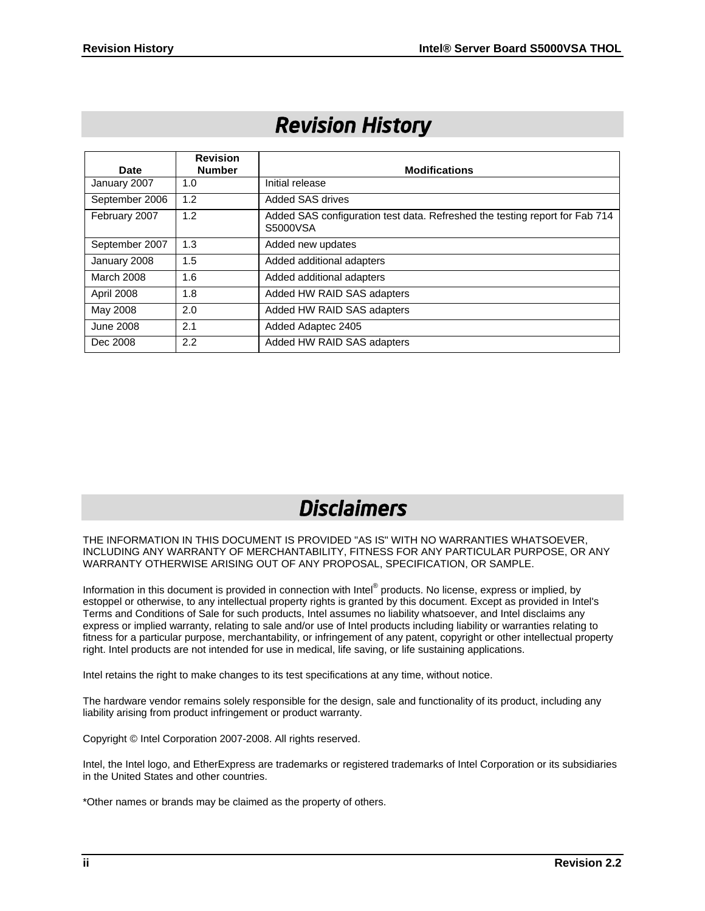# Revision History

| Date | Revision Number | Modifications |
|---|---|---|
| January 2007 | 1.0 | Initial release |
| September 2006 | 1.2 | Added SAS drives |
| February 2007 | 1.2 | Added SAS configuration test data. Refreshed the testing report for Fab 714 S5000VSA |
| September 2007 | 1.3 | Added new updates |
| January 2008 | 1.5 | Added additional adapters |
| March 2008 | 1.6 | Added additional adapters |
| April 2008 | 1.8 | Added HW RAID SAS adapters |
| May 2008 | 2.0 | Added HW RAID SAS adapters |
| June 2008 | 2.1 | Added Adaptec 2405 |
| Dec 2008 | 2.2 | Added HW RAID SAS adapters |

# Disclaimers

THE INFORMATION IN THIS DOCUMENT IS PROVIDED "AS IS" WITH NO WARRANTIES WHATSOEVER, INCLUDING ANY WARRANTY OF MERCHANTABILITY, FITNESS FOR ANY PARTICULAR PURPOSE, OR ANY WARRANTY OTHERWISE ARISING OUT OF ANY PROPOSAL, SPECIFICATION, OR SAMPLE.

Information in this document is provided in connection with Intel® products. No license, express or implied, by estoppel or otherwise, to any intellectual property rights is granted by this document. Except as provided in Intel's Terms and Conditions of Sale for such products, Intel assumes no liability whatsoever, and Intel disclaims any express or implied warranty, relating to sale and/or use of Intel products including liability or warranties relating to fitness for a particular purpose, merchantability, or infringement of any patent, copyright or other intellectual property right. Intel products are not intended for use in medical, life saving, or life sustaining applications.

Intel retains the right to make changes to its test specifications at any time, without notice.

The hardware vendor remains solely responsible for the design, sale and functionality of its product, including any liability arising from product infringement or product warranty.

Copyright © Intel Corporation 2007-2008. All rights reserved.

Intel, the Intel logo, and EtherExpress are trademarks or registered trademarks of Intel Corporation or its subsidiaries in the United States and other countries.

*Other names or brands may be claimed as the property of others.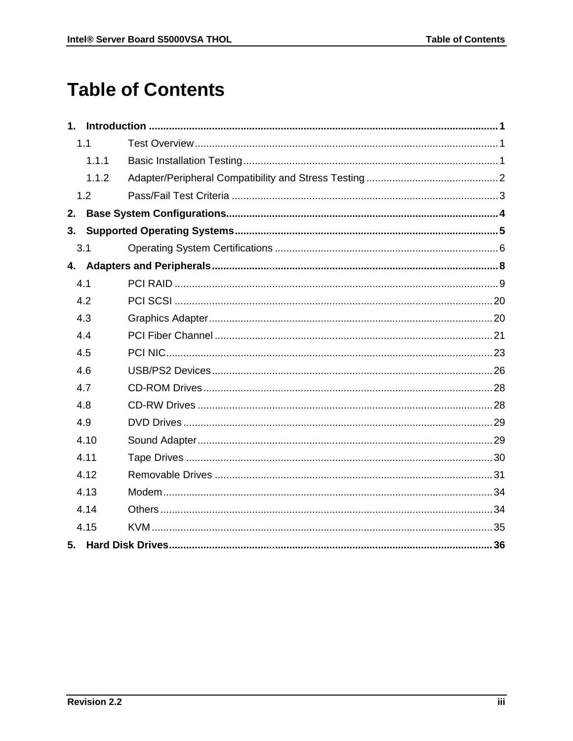# Table of Contents

**1. Introduction** ........................................................................................................................ **1**

1.1 Test Overview ........................................................................................................ 1

1.1.1 Basic Installation Testing ........................................................................................ 1

1.1.2 Adapter/Peripheral Compatibility and Stress Testing ............................................. 2

1.2 Pass/Fail Test Criteria ............................................................................................ 3

**2. Base System Configurations** ............................................................................................. **4**

**3. Supported Operating Systems** ........................................................................................... **5**

3.1 Operating System Certifications ............................................................................. 6

**4. Adapters and Peripherals** .................................................................................................. **8**

4.1 PCI RAID ............................................................................................................... 9

4.2 PCI SCSI .............................................................................................................. 20

4.3 Graphics Adapter .................................................................................................. 20

4.4 PCI Fiber Channel ................................................................................................ 21

4.5 PCI NIC ................................................................................................................. 23

4.6 USB/PS2 Devices ................................................................................................. 26

4.7 CD-ROM Drives .................................................................................................... 28

4.8 CD-RW Drives ...................................................................................................... 28

4.9 DVD Drives ........................................................................................................... 29

4.10 Sound Adapter ...................................................................................................... 29

4.11 Tape Drives .......................................................................................................... 30

4.12 Removable Drives ................................................................................................ 31

4.13 Modem .................................................................................................................. 34

4.14 Others ................................................................................................................... 34

4.15 KVM ...................................................................................................................... 35

**5. Hard Disk Drives** ................................................................................................................ **36**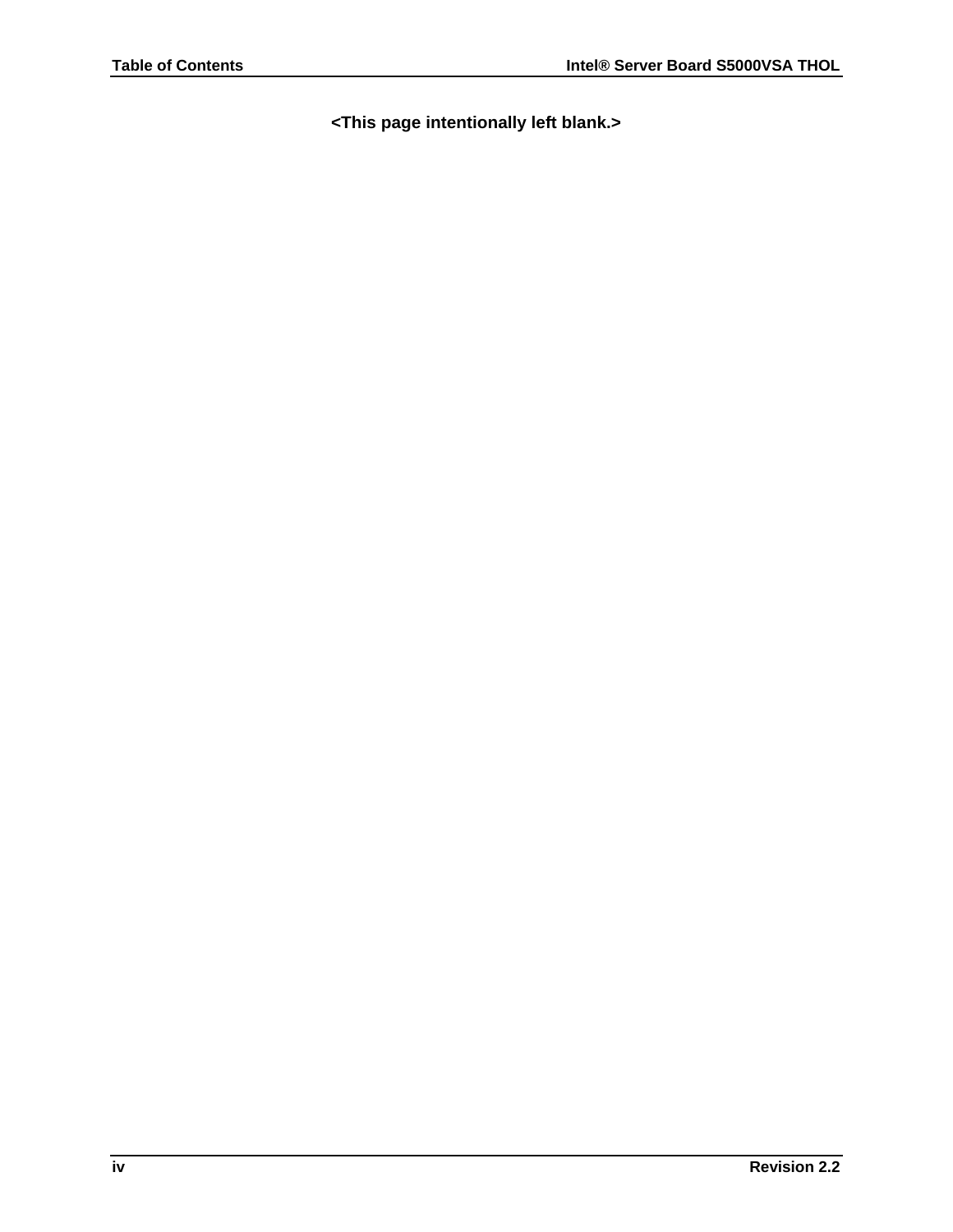<This page intentionally left blank.>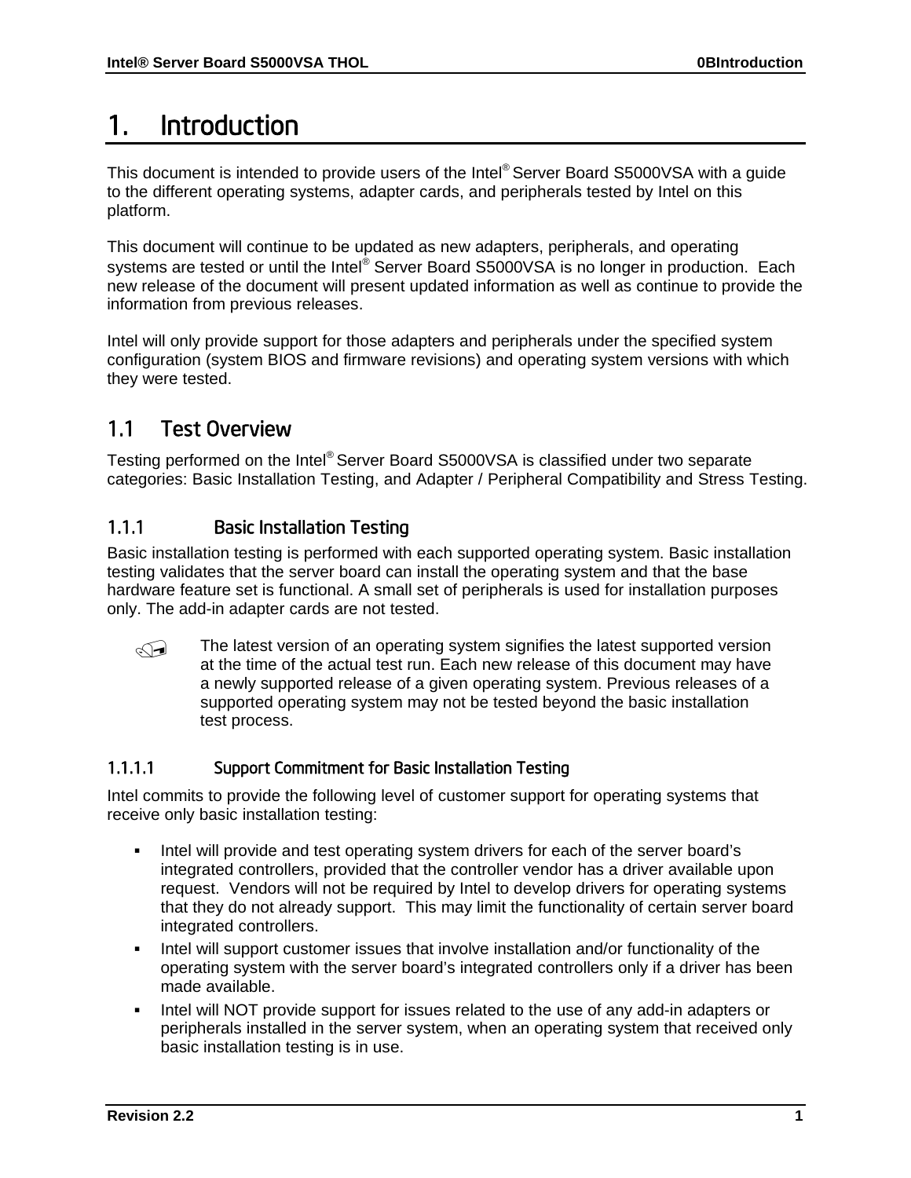# 1. Introduction

This document is intended to provide users of the Intel® Server Board S5000VSA with a guide to the different operating systems, adapter cards, and peripherals tested by Intel on this platform.

This document will continue to be updated as new adapters, peripherals, and operating systems are tested or until the Intel® Server Board S5000VSA is no longer in production. Each new release of the document will present updated information as well as continue to provide the information from previous releases.

Intel will only provide support for those adapters and peripherals under the specified system configuration (system BIOS and firmware revisions) and operating system versions with which they were tested.

## 1.1 Test Overview

Testing performed on the Intel® Server Board S5000VSA is classified under two separate categories: Basic Installation Testing, and Adapter / Peripheral Compatibility and Stress Testing.

### 1.1.1 Basic Installation Testing

Basic installation testing is performed with each supported operating system. Basic installation testing validates that the server board can install the operating system and that the base hardware feature set is functional. A small set of peripherals is used for installation purposes only. The add-in adapter cards are not tested.

> The latest version of an operating system signifies the latest supported version at the time of the actual test run. Each new release of this document may have a newly supported release of a given operating system. Previous releases of a supported operating system may not be tested beyond the basic installation test process.

#### 1.1.1.1 Support Commitment for Basic Installation Testing

Intel commits to provide the following level of customer support for operating systems that receive only basic installation testing:

- Intel will provide and test operating system drivers for each of the server board's integrated controllers, provided that the controller vendor has a driver available upon request. Vendors will not be required by Intel to develop drivers for operating systems that they do not already support. This may limit the functionality of certain server board integrated controllers.
- Intel will support customer issues that involve installation and/or functionality of the operating system with the server board's integrated controllers only if a driver has been made available.
- Intel will NOT provide support for issues related to the use of any add-in adapters or peripherals installed in the server system, when an operating system that received only basic installation testing is in use.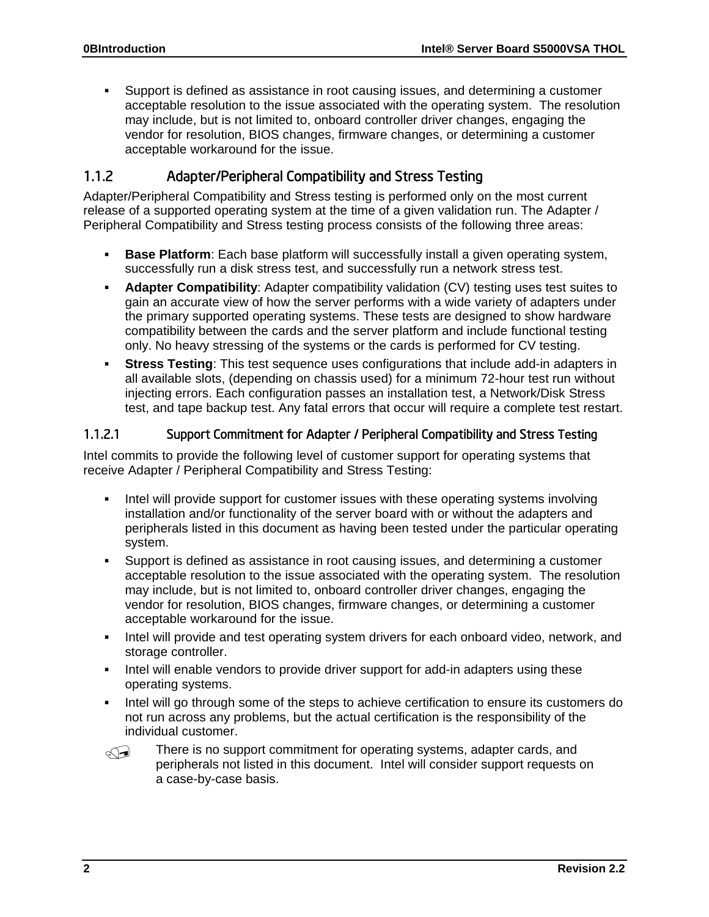- Support is defined as assistance in root causing issues, and determining a customer acceptable resolution to the issue associated with the operating system. The resolution may include, but is not limited to, onboard controller driver changes, engaging the vendor for resolution, BIOS changes, firmware changes, or determining a customer acceptable workaround for the issue.

### 1.1.2 Adapter/Peripheral Compatibility and Stress Testing

Adapter/Peripheral Compatibility and Stress testing is performed only on the most current release of a supported operating system at the time of a given validation run. The Adapter / Peripheral Compatibility and Stress testing process consists of the following three areas:

- **Base Platform**: Each base platform will successfully install a given operating system, successfully run a disk stress test, and successfully run a network stress test.
- **Adapter Compatibility**: Adapter compatibility validation (CV) testing uses test suites to gain an accurate view of how the server performs with a wide variety of adapters under the primary supported operating systems. These tests are designed to show hardware compatibility between the cards and the server platform and include functional testing only. No heavy stressing of the systems or the cards is performed for CV testing.
- **Stress Testing**: This test sequence uses configurations that include add-in adapters in all available slots, (depending on chassis used) for a minimum 72-hour test run without injecting errors. Each configuration passes an installation test, a Network/Disk Stress test, and tape backup test. Any fatal errors that occur will require a complete test restart.

#### 1.1.2.1 Support Commitment for Adapter / Peripheral Compatibility and Stress Testing

Intel commits to provide the following level of customer support for operating systems that receive Adapter / Peripheral Compatibility and Stress Testing:

- Intel will provide support for customer issues with these operating systems involving installation and/or functionality of the server board with or without the adapters and peripherals listed in this document as having been tested under the particular operating system.
- Support is defined as assistance in root causing issues, and determining a customer acceptable resolution to the issue associated with the operating system. The resolution may include, but is not limited to, onboard controller driver changes, engaging the vendor for resolution, BIOS changes, firmware changes, or determining a customer acceptable workaround for the issue.
- Intel will provide and test operating system drivers for each onboard video, network, and storage controller.
- Intel will enable vendors to provide driver support for add-in adapters using these operating systems.
- Intel will go through some of the steps to achieve certification to ensure its customers do not run across any problems, but the actual certification is the responsibility of the individual customer.

There is no support commitment for operating systems, adapter cards, and peripherals not listed in this document. Intel will consider support requests on a case-by-case basis.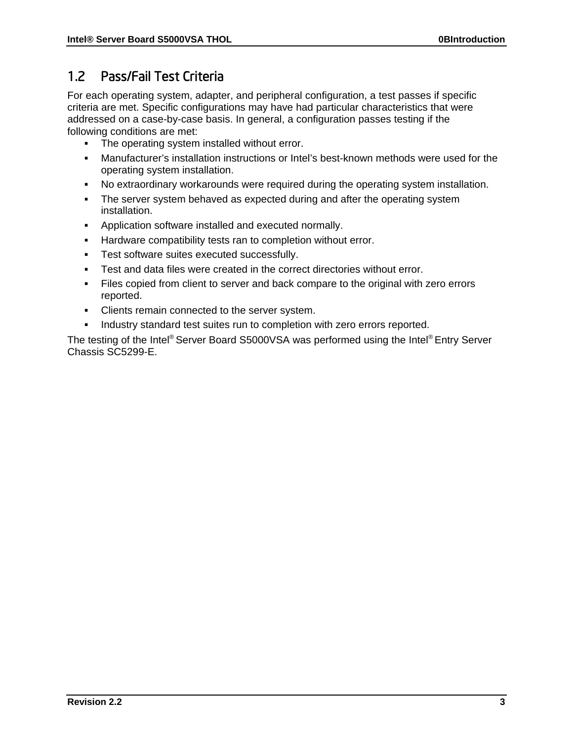## 1.2 Pass/Fail Test Criteria

For each operating system, adapter, and peripheral configuration, a test passes if specific criteria are met. Specific configurations may have had particular characteristics that were addressed on a case-by-case basis. In general, a configuration passes testing if the following conditions are met:

- The operating system installed without error.
- Manufacturer's installation instructions or Intel's best-known methods were used for the operating system installation.
- No extraordinary workarounds were required during the operating system installation.
- The server system behaved as expected during and after the operating system installation.
- Application software installed and executed normally.
- Hardware compatibility tests ran to completion without error.
- Test software suites executed successfully.
- Test and data files were created in the correct directories without error.
- Files copied from client to server and back compare to the original with zero errors reported.
- Clients remain connected to the server system.
- Industry standard test suites run to completion with zero errors reported.

The testing of the Intel® Server Board S5000VSA was performed using the Intel® Entry Server Chassis SC5299-E.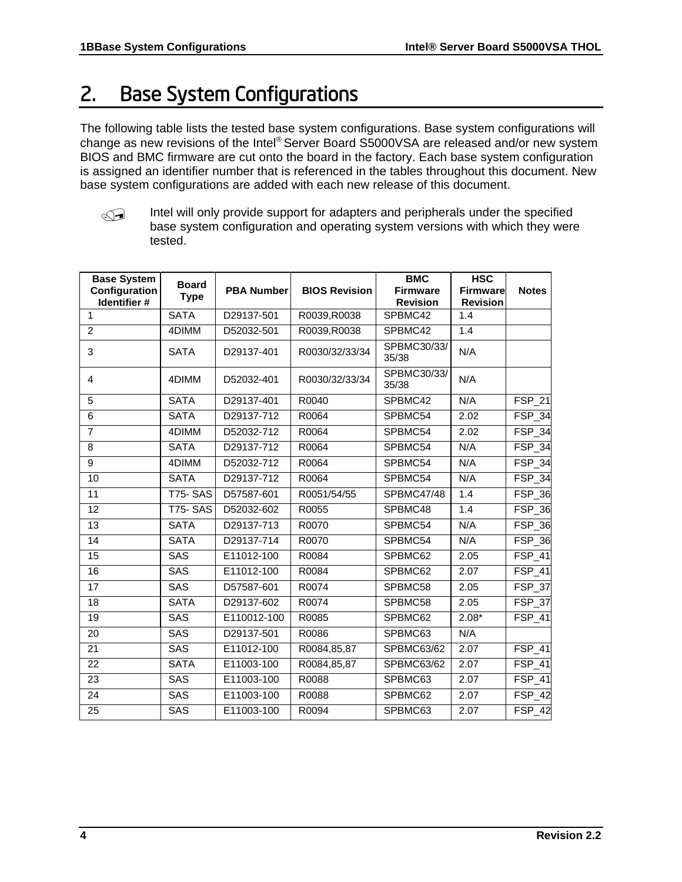# 2. Base System Configurations

The following table lists the tested base system configurations. Base system configurations will change as new revisions of the Intel® Server Board S5000VSA are released and/or new system BIOS and BMC firmware are cut onto the board in the factory. Each base system configuration is assigned an identifier number that is referenced in the tables throughout this document. New base system configurations are added with each new release of this document.

Intel will only provide support for adapters and peripherals under the specified base system configuration and operating system versions with which they were tested.

| Base System Configuration Identifier # | Board Type | PBA Number | BIOS Revision | BMC Firmware Revision | HSC Firmware Revision | Notes |
|---|---|---|---|---|---|---|
| 1 | SATA | D29137-501 | R0039,R0038 | SPBMC42 | 1.4 | |
| 2 | 4DIMM | D52032-501 | R0039,R0038 | SPBMC42 | 1.4 | |
| 3 | SATA | D29137-401 | R0030/32/33/34 | SPBMC30/33/35/38 | N/A | |
| 4 | 4DIMM | D52032-401 | R0030/32/33/34 | SPBMC30/33/35/38 | N/A | |
| 5 | SATA | D29137-401 | R0040 | SPBMC42 | N/A | FSP_21 |
| 6 | SATA | D29137-712 | R0064 | SPBMC54 | 2.02 | FSP_34 |
| 7 | 4DIMM | D52032-712 | R0064 | SPBMC54 | 2.02 | FSP_34 |
| 8 | SATA | D29137-712 | R0064 | SPBMC54 | N/A | FSP_34 |
| 9 | 4DIMM | D52032-712 | R0064 | SPBMC54 | N/A | FSP_34 |
| 10 | SATA | D29137-712 | R0064 | SPBMC54 | N/A | FSP_34 |
| 11 | T75- SAS | D57587-601 | R0051/54/55 | SPBMC47/48 | 1.4 | FSP_36 |
| 12 | T75- SAS | D52032-602 | R0055 | SPBMC48 | 1.4 | FSP_36 |
| 13 | SATA | D29137-713 | R0070 | SPBMC54 | N/A | FSP_36 |
| 14 | SATA | D29137-714 | R0070 | SPBMC54 | N/A | FSP_36 |
| 15 | SAS | E11012-100 | R0084 | SPBMC62 | 2.05 | FSP_41 |
| 16 | SAS | E11012-100 | R0084 | SPBMC62 | 2.07 | FSP_41 |
| 17 | SAS | D57587-601 | R0074 | SPBMC58 | 2.05 | FSP_37 |
| 18 | SATA | D29137-602 | R0074 | SPBMC58 | 2.05 | FSP_37 |
| 19 | SAS | E110012-100 | R0085 | SPBMC62 | 2.08* | FSP_41 |
| 20 | SAS | D29137-501 | R0086 | SPBMC63 | N/A | |
| 21 | SAS | E11012-100 | R0084,85,87 | SPBMC63/62 | 2.07 | FSP_41 |
| 22 | SATA | E11003-100 | R0084,85,87 | SPBMC63/62 | 2.07 | FSP_41 |
| 23 | SAS | E11003-100 | R0088 | SPBMC63 | 2.07 | FSP_41 |
| 24 | SAS | E11003-100 | R0088 | SPBMC62 | 2.07 | FSP_42 |
| 25 | SAS | E11003-100 | R0094 | SPBMC63 | 2.07 | FSP_42 |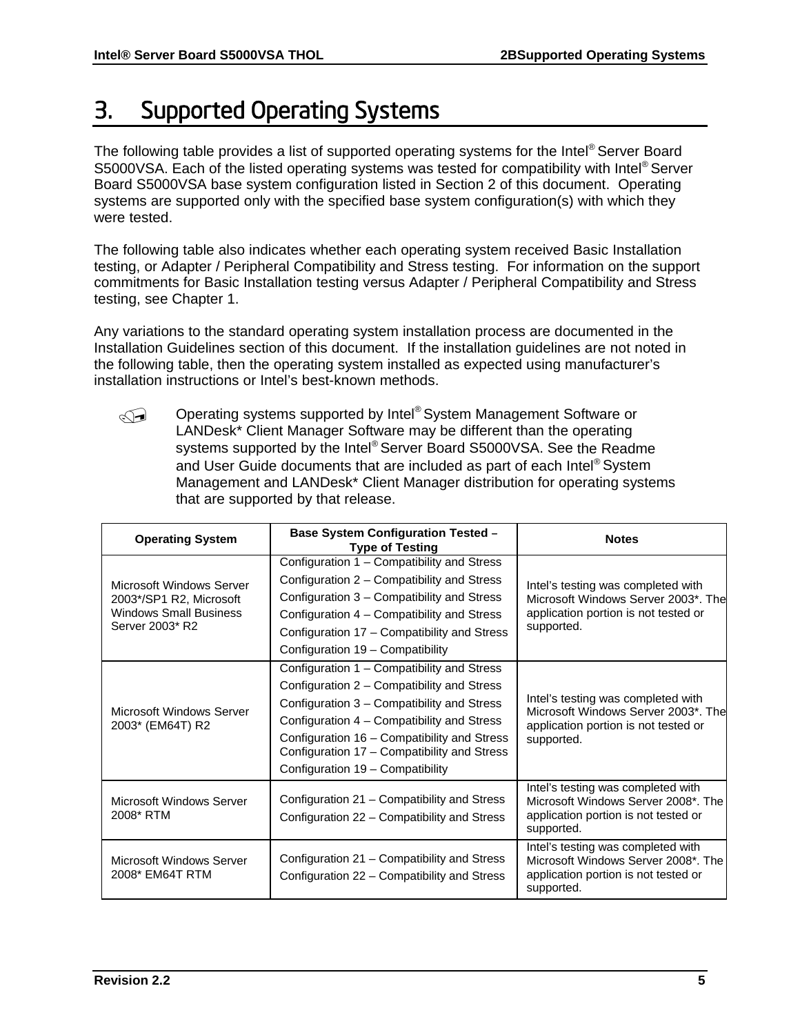# 3. Supported Operating Systems

The following table provides a list of supported operating systems for the Intel® Server Board S5000VSA. Each of the listed operating systems was tested for compatibility with Intel® Server Board S5000VSA base system configuration listed in Section 2 of this document. Operating systems are supported only with the specified base system configuration(s) with which they were tested.

The following table also indicates whether each operating system received Basic Installation testing, or Adapter / Peripheral Compatibility and Stress testing. For information on the support commitments for Basic Installation testing versus Adapter / Peripheral Compatibility and Stress testing, see Chapter 1.

Any variations to the standard operating system installation process are documented in the Installation Guidelines section of this document. If the installation guidelines are not noted in the following table, then the operating system installed as expected using manufacturer's installation instructions or Intel's best-known methods.

> Operating systems supported by Intel® System Management Software or LANDesk* Client Manager Software may be different than the operating systems supported by the Intel® Server Board S5000VSA. See the Readme and User Guide documents that are included as part of each Intel® System Management and LANDesk* Client Manager distribution for operating systems that are supported by that release.

| Operating System | Base System Configuration Tested – Type of Testing | Notes |
|---|---|---|
| Microsoft Windows Server 2003*/SP1 R2, Microsoft Windows Small Business Server 2003* R2 | Configuration 1 – Compatibility and Stress<br>Configuration 2 – Compatibility and Stress<br>Configuration 3 – Compatibility and Stress<br>Configuration 4 – Compatibility and Stress<br>Configuration 17 – Compatibility and Stress<br>Configuration 19 – Compatibility | Intel's testing was completed with Microsoft Windows Server 2003*. The application portion is not tested or supported. |
| Microsoft Windows Server 2003* (EM64T) R2 | Configuration 1 – Compatibility and Stress<br>Configuration 2 – Compatibility and Stress<br>Configuration 3 – Compatibility and Stress<br>Configuration 4 – Compatibility and Stress<br>Configuration 16 – Compatibility and Stress<br>Configuration 17 – Compatibility and Stress<br>Configuration 19 – Compatibility | Intel's testing was completed with Microsoft Windows Server 2003*. The application portion is not tested or supported. |
| Microsoft Windows Server 2008* RTM | Configuration 21 – Compatibility and Stress<br>Configuration 22 – Compatibility and Stress | Intel's testing was completed with Microsoft Windows Server 2008*. The application portion is not tested or supported. |
| Microsoft Windows Server 2008* EM64T RTM | Configuration 21 – Compatibility and Stress<br>Configuration 22 – Compatibility and Stress | Intel's testing was completed with Microsoft Windows Server 2008*. The application portion is not tested or supported. |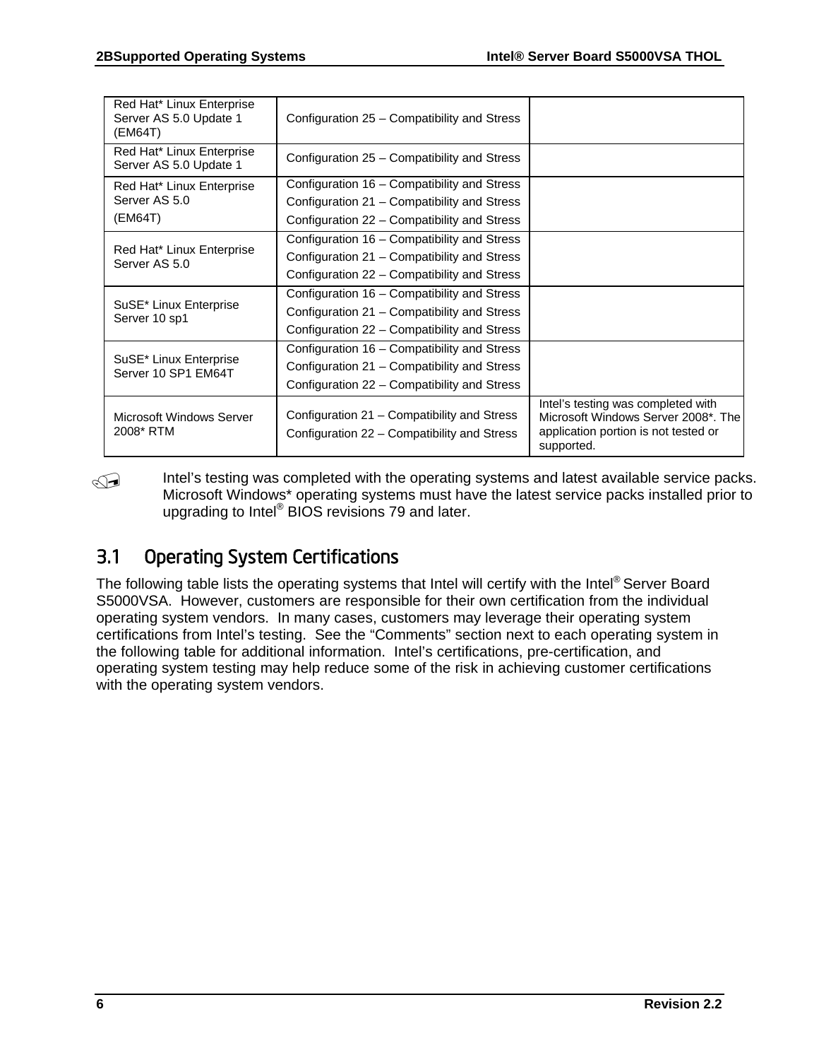| Red Hat* Linux Enterprise Server AS 5.0 Update 1 (EM64T) | Configuration 25 – Compatibility and Stress | |
|---|---|---|
| Red Hat* Linux Enterprise Server AS 5.0 Update 1 | Configuration 25 – Compatibility and Stress | |
| Red Hat* Linux Enterprise Server AS 5.0 (EM64T) | Configuration 16 – Compatibility and Stress<br>Configuration 21 – Compatibility and Stress<br>Configuration 22 – Compatibility and Stress | |
| Red Hat* Linux Enterprise Server AS 5.0 | Configuration 16 – Compatibility and Stress<br>Configuration 21 – Compatibility and Stress<br>Configuration 22 – Compatibility and Stress | |
| SuSE* Linux Enterprise Server 10 sp1 | Configuration 16 – Compatibility and Stress<br>Configuration 21 – Compatibility and Stress<br>Configuration 22 – Compatibility and Stress | |
| SuSE* Linux Enterprise Server 10 SP1 EM64T | Configuration 16 – Compatibility and Stress<br>Configuration 21 – Compatibility and Stress<br>Configuration 22 – Compatibility and Stress | |
| Microsoft Windows Server 2008* RTM | Configuration 21 – Compatibility and Stress<br>Configuration 22 – Compatibility and Stress | Intel's testing was completed with Microsoft Windows Server 2008*. The application portion is not tested or supported. |

Intel's testing was completed with the operating systems and latest available service packs. Microsoft Windows* operating systems must have the latest service packs installed prior to upgrading to Intel® BIOS revisions 79 and later.

## 3.1 Operating System Certifications

The following table lists the operating systems that Intel will certify with the Intel® Server Board S5000VSA. However, customers are responsible for their own certification from the individual operating system vendors. In many cases, customers may leverage their operating system certifications from Intel's testing. See the "Comments" section next to each operating system in the following table for additional information. Intel's certifications, pre-certification, and operating system testing may help reduce some of the risk in achieving customer certifications with the operating system vendors.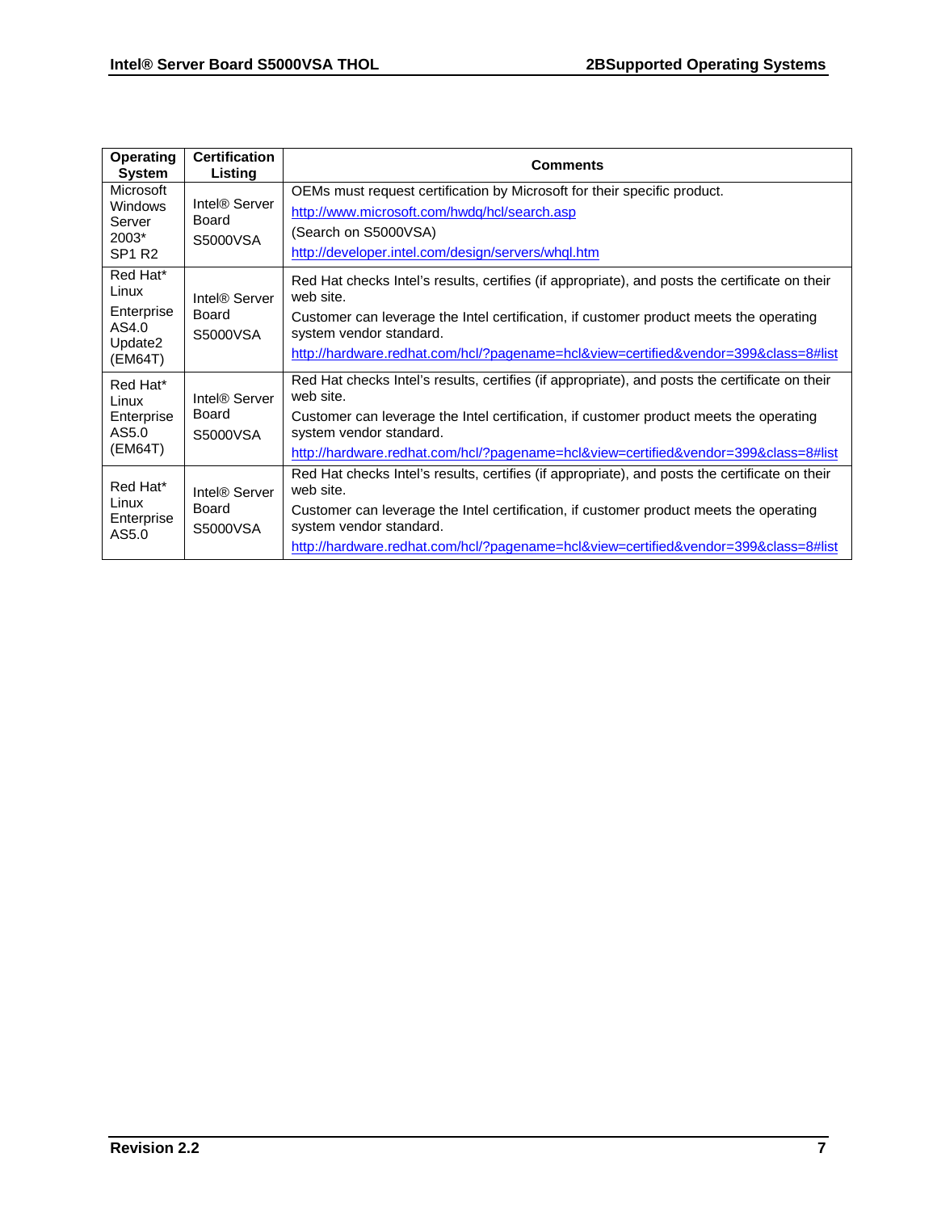| Operating System | Certification Listing | Comments |
|---|---|---|
| Microsoft Windows Server 2003* SP1 R2 | Intel® Server Board S5000VSA | OEMs must request certification by Microsoft for their specific product.<br>http://www.microsoft.com/hwdq/hcl/search.asp<br>(Search on S5000VSA)<br>http://developer.intel.com/design/servers/whql.htm |
| Red Hat* Linux Enterprise AS4.0 Update2 (EM64T) | Intel® Server Board S5000VSA | Red Hat checks Intel's results, certifies (if appropriate), and posts the certificate on their web site.<br>Customer can leverage the Intel certification, if customer product meets the operating system vendor standard.<br>http://hardware.redhat.com/hcl/?pagename=hcl&view=certified&vendor=399&class=8#list |
| Red Hat* Linux Enterprise AS5.0 (EM64T) | Intel® Server Board S5000VSA | Red Hat checks Intel's results, certifies (if appropriate), and posts the certificate on their web site.<br>Customer can leverage the Intel certification, if customer product meets the operating system vendor standard.<br>http://hardware.redhat.com/hcl/?pagename=hcl&view=certified&vendor=399&class=8#list |
| Red Hat* Linux Enterprise AS5.0 | Intel® Server Board S5000VSA | Red Hat checks Intel's results, certifies (if appropriate), and posts the certificate on their web site.<br>Customer can leverage the Intel certification, if customer product meets the operating system vendor standard.<br>http://hardware.redhat.com/hcl/?pagename=hcl&view=certified&vendor=399&class=8#list |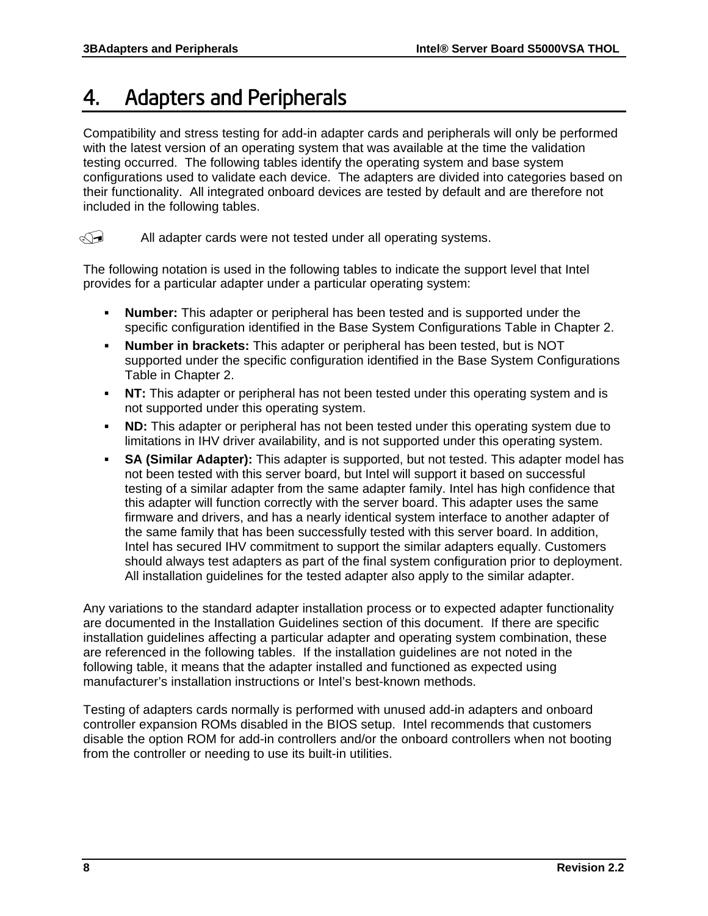# 4. Adapters and Peripherals

Compatibility and stress testing for add-in adapter cards and peripherals will only be performed with the latest version of an operating system that was available at the time the validation testing occurred. The following tables identify the operating system and base system configurations used to validate each device. The adapters are divided into categories based on their functionality. All integrated onboard devices are tested by default and are therefore not included in the following tables.

All adapter cards were not tested under all operating systems.

The following notation is used in the following tables to indicate the support level that Intel provides for a particular adapter under a particular operating system:

- **Number:** This adapter or peripheral has been tested and is supported under the specific configuration identified in the Base System Configurations Table in Chapter 2.
- **Number in brackets:** This adapter or peripheral has been tested, but is NOT supported under the specific configuration identified in the Base System Configurations Table in Chapter 2.
- **NT:** This adapter or peripheral has not been tested under this operating system and is not supported under this operating system.
- **ND:** This adapter or peripheral has not been tested under this operating system due to limitations in IHV driver availability, and is not supported under this operating system.
- **SA (Similar Adapter):** This adapter is supported, but not tested. This adapter model has not been tested with this server board, but Intel will support it based on successful testing of a similar adapter from the same adapter family. Intel has high confidence that this adapter will function correctly with the server board. This adapter uses the same firmware and drivers, and has a nearly identical system interface to another adapter of the same family that has been successfully tested with this server board. In addition, Intel has secured IHV commitment to support the similar adapters equally. Customers should always test adapters as part of the final system configuration prior to deployment. All installation guidelines for the tested adapter also apply to the similar adapter.

Any variations to the standard adapter installation process or to expected adapter functionality are documented in the Installation Guidelines section of this document. If there are specific installation guidelines affecting a particular adapter and operating system combination, these are referenced in the following tables. If the installation guidelines are not noted in the following table, it means that the adapter installed and functioned as expected using manufacturer's installation instructions or Intel's best-known methods.

Testing of adapters cards normally is performed with unused add-in adapters and onboard controller expansion ROMs disabled in the BIOS setup. Intel recommends that customers disable the option ROM for add-in controllers and/or the onboard controllers when not booting from the controller or needing to use its built-in utilities.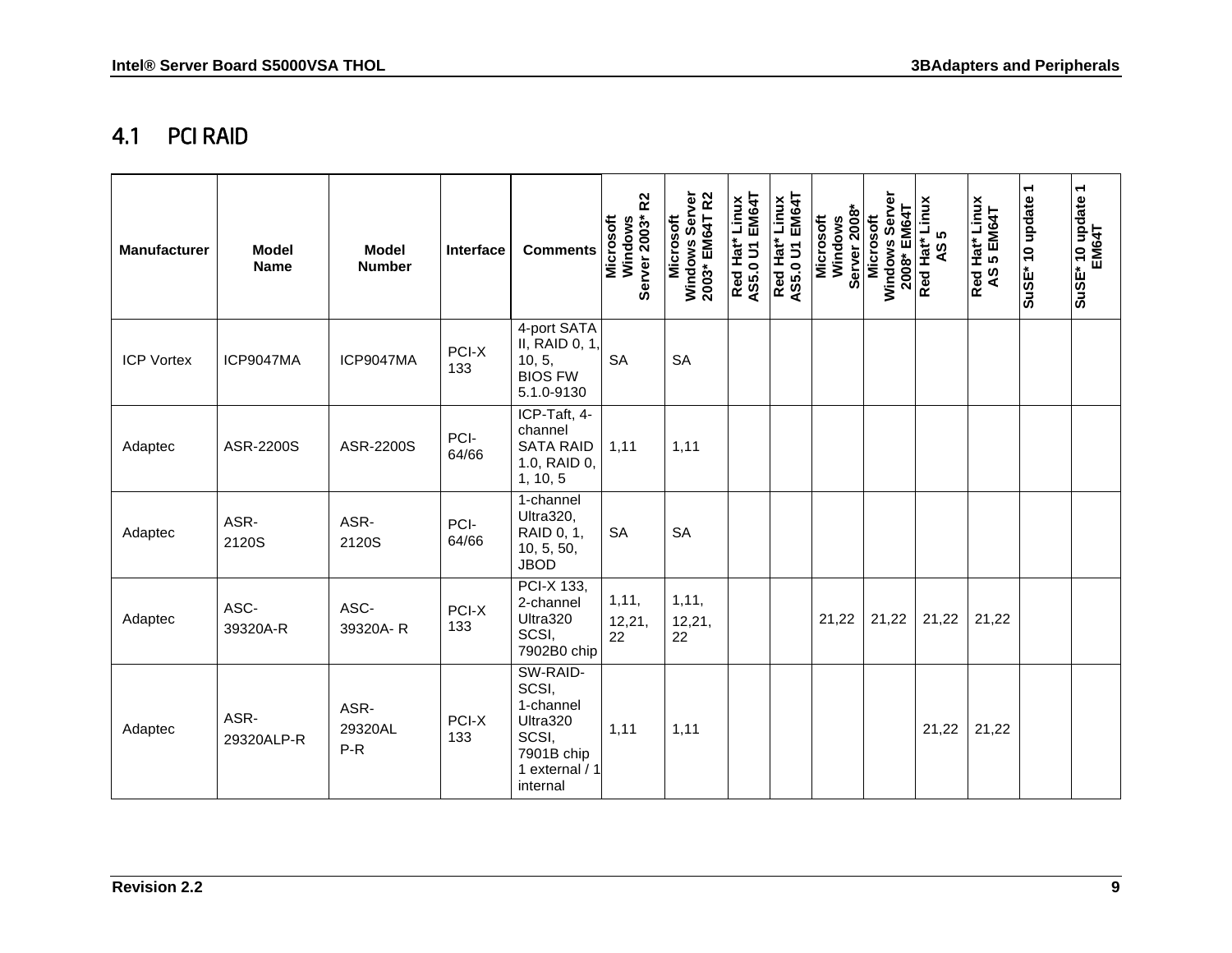## 4.1 PCI RAID

| Manufacturer | Model Name | Model Number | Interface | Comments | Microsoft Windows Server 2003* R2 | Microsoft Windows Server 2003* EM64T R2 | Red Hat* Linux AS5.0 U1 EM64T | Red Hat* Linux AS5.0 U1 EM64T | Microsoft Windows Server 2008* | Microsoft Windows Server 2008* EM64T | Red Hat* Linux AS 5 | Red Hat* Linux AS 5 EM64T | SuSE* 10 update 1 | SuSE* 10 update 1 EM64T |
|---|---|---|---|---|---|---|---|---|---|---|---|---|---|---|
| ICP Vortex | ICP9047MA | ICP9047MA | PCI-X 133 | 4-port SATA II, RAID 0, 1, 10, 5, BIOS FW 5.1.0-9130 | SA | SA | | | | | | | | |
| Adaptec | ASR-2200S | ASR-2200S | PCI-64/66 | ICP-Taft, 4-channel SATA RAID 1.0, RAID 0, 1, 10, 5 | 1,11 | 1,11 | | | | | | | | |
| Adaptec | ASR-2120S | ASR-2120S | PCI-64/66 | 1-channel Ultra320, RAID 0, 1, 10, 5, 50, JBOD | SA | SA | | | | | | | | |
| Adaptec | ASC-39320A-R | ASC-39320A- R | PCI-X 133 | PCI-X 133, 2-channel Ultra320 SCSI, 7902B0 chip | 1,11, 12,21, 22 | 1,11, 12,21, 22 | | | 21,22 | 21,22 | 21,22 | 21,22 | | |
| Adaptec | ASR-29320ALP-R | ASR-29320AL P-R | PCI-X 133 | SW-RAID-SCSI, 1-channel Ultra320 SCSI, 7901B chip 1 external / 1 internal | 1,11 | 1,11 | | | | | 21,22 | 21,22 | | |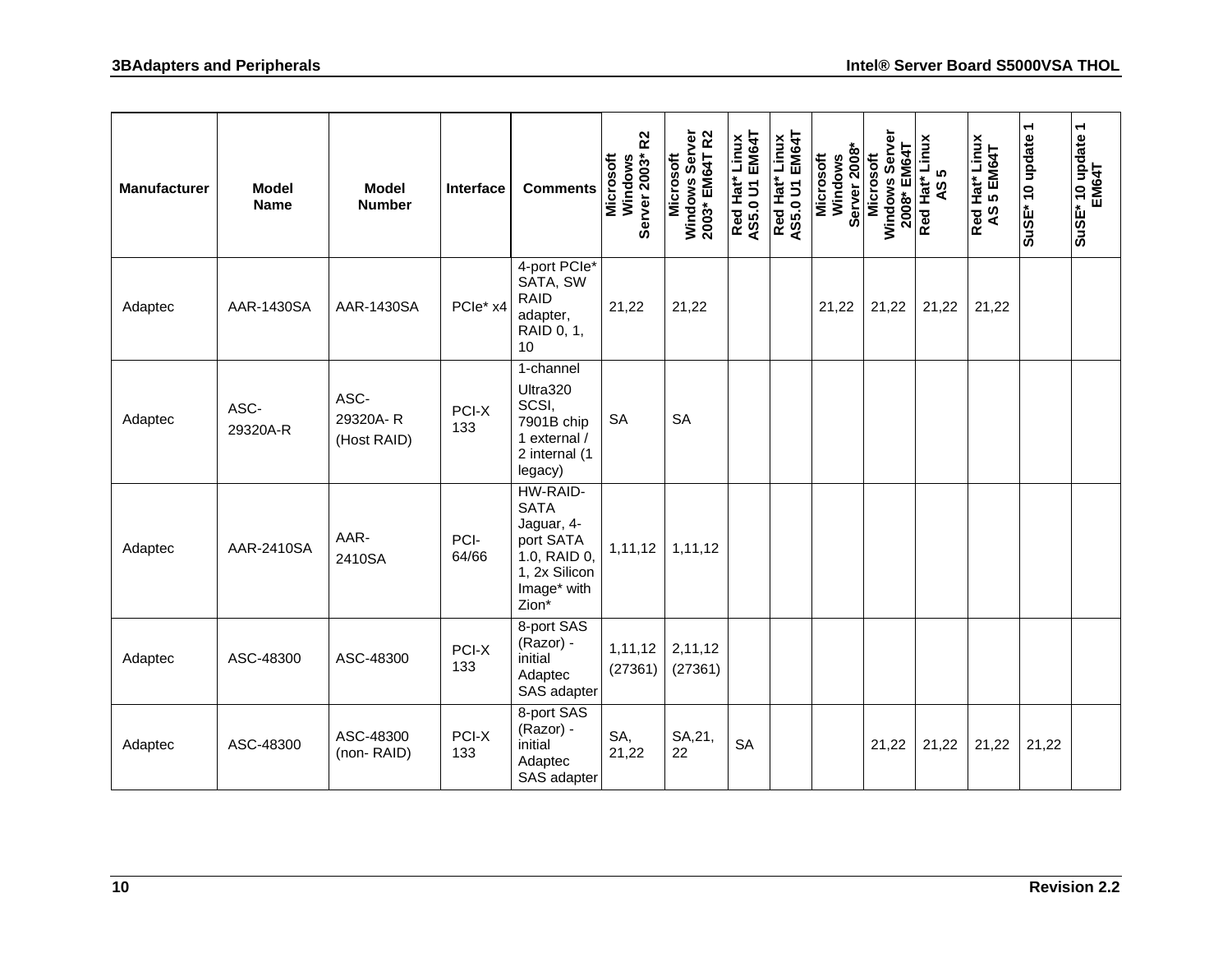| Manufacturer | Model Name | Model Number | Interface | Comments | Microsoft Windows Server 2003* R2 | Microsoft Windows Server 2003* EM64T R2 | Red Hat* Linux AS5.0 U1 EM64T | Red Hat* Linux AS5.0 U1 EM64T | Microsoft Windows Server 2008* | Microsoft Windows Server 2008* EM64T | Red Hat* Linux AS 5 | Red Hat* Linux AS 5 EM64T | SuSE* 10 update 1 | SuSE* 10 update 1 EM64T |
|---|---|---|---|---|---|---|---|---|---|---|---|---|---|---|
| Adaptec | AAR-1430SA | AAR-1430SA | PCIe* x4 | 4-port PCIe* SATA, SW RAID adapter, RAID 0, 1, 10 | 21,22 | 21,22 | | | 21,22 | 21,22 | 21,22 | 21,22 | | |
| Adaptec | ASC-29320A-R | ASC-29320A- R (Host RAID) | PCI-X 133 | 1-channel Ultra320 SCSI, 7901B chip 1 external / 2 internal (1 legacy) | SA | SA | | | | | | | | |
| Adaptec | AAR-2410SA | AAR-2410SA | PCI-64/66 | HW-RAID-SATA Jaguar, 4-port SATA 1.0, RAID 0, 1, 2x Silicon Image* with Zion* | 1,11,12 | 1,11,12 | | | | | | | | |
| Adaptec | ASC-48300 | ASC-48300 | PCI-X 133 | 8-port SAS (Razor) - initial Adaptec SAS adapter | 1,11,12 (27361) | 2,11,12 (27361) | | | | | | | | |
| Adaptec | ASC-48300 | ASC-48300 (non- RAID) | PCI-X 133 | 8-port SAS (Razor) - initial Adaptec SAS adapter | SA, 21,22 | SA,21, 22 | SA | | | 21,22 | 21,22 | 21,22 | 21,22 | |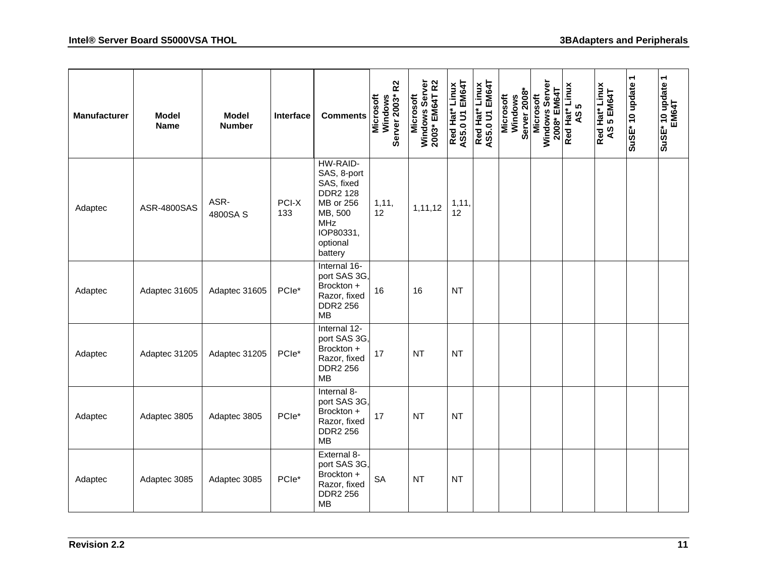| Manufacturer | Model Name | Model Number | Interface | Comments | Microsoft Windows Server 2003* R2 | Microsoft Windows Server 2003* EM64T R2 | Red Hat* Linux AS5.0 U1 EM64T | Red Hat* Linux AS5.0 U1 EM64T | Microsoft Windows Server 2008* | Microsoft Windows Server 2008* EM64T | Red Hat* Linux AS 5 | Red Hat* Linux AS 5 EM64T | SuSE* 10 update 1 | SuSE* 10 update 1 EM64T |
|---|---|---|---|---|---|---|---|---|---|---|---|---|---|---|
| Adaptec | ASR-4800SAS | ASR-4800SA S | PCI-X 133 | HW-RAID-SAS, 8-port SAS, fixed DDR2 128 MB or 256 MB, 500 MHz IOP80331, optional battery | 1,11, 12 | 1,11,12 | 1,11, 12 | | | | | | | |
| Adaptec | Adaptec 31605 | Adaptec 31605 | PCIe* | Internal 16-port SAS 3G, Brockton + Razor, fixed DDR2 256 MB | 16 | 16 | NT | | | | | | | |
| Adaptec | Adaptec 31205 | Adaptec 31205 | PCIe* | Internal 12-port SAS 3G, Brockton + Razor, fixed DDR2 256 MB | 17 | NT | NT | | | | | | | |
| Adaptec | Adaptec 3805 | Adaptec 3805 | PCIe* | Internal 8-port SAS 3G, Brockton + Razor, fixed DDR2 256 MB | 17 | NT | NT | | | | | | | |
| Adaptec | Adaptec 3085 | Adaptec 3085 | PCIe* | External 8-port SAS 3G, Brockton + Razor, fixed DDR2 256 MB | SA | NT | NT | | | | | | | |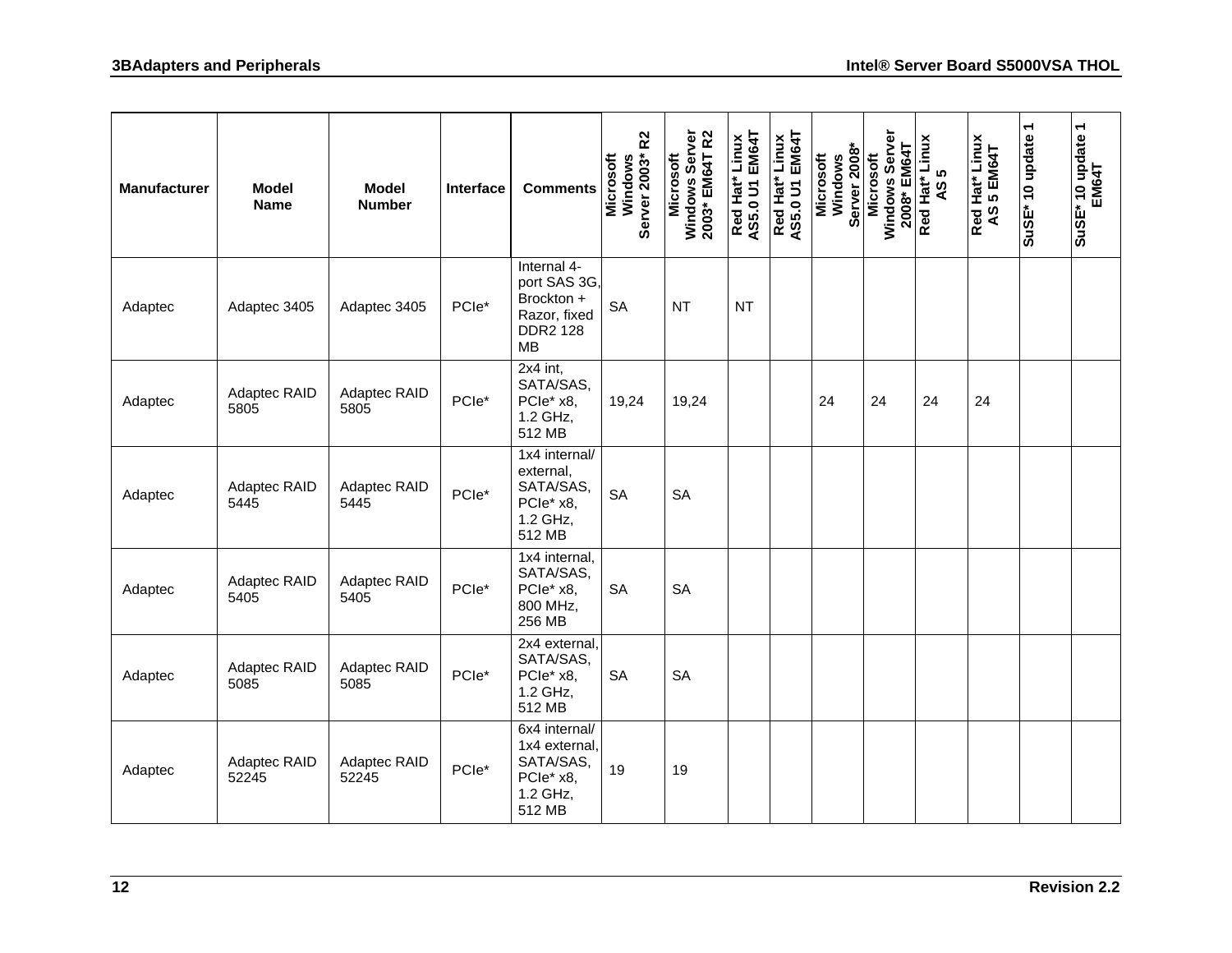| Manufacturer | Model Name | Model Number | Interface | Comments | Microsoft Windows Server 2003* R2 | Microsoft Windows Server 2003* EM64T R2 | Red Hat* Linux AS5.0 U1 EM64T | Red Hat* Linux AS5.0 U1 EM64T | Microsoft Windows Server 2008* | Microsoft Windows Server 2008* EM64T | Red Hat* Linux AS 5 | Red Hat* Linux AS 5 EM64T | SuSE* 10 update 1 | SuSE* 10 update 1 EM64T |
|---|---|---|---|---|---|---|---|---|---|---|---|---|---|---|
| Adaptec | Adaptec 3405 | Adaptec 3405 | PCIe* | Internal 4-port SAS 3G, Brockton + Razor, fixed DDR2 128 MB | SA | NT | NT | | | | | | | |
| Adaptec | Adaptec RAID 5805 | Adaptec RAID 5805 | PCIe* | 2x4 int, SATA/SAS, PCIe* x8, 1.2 GHz, 512 MB | 19,24 | 19,24 | | | 24 | 24 | 24 | 24 | | |
| Adaptec | Adaptec RAID 5445 | Adaptec RAID 5445 | PCIe* | 1x4 internal/ external, SATA/SAS, PCIe* x8, 1.2 GHz, 512 MB | SA | SA | | | | | | | | |
| Adaptec | Adaptec RAID 5405 | Adaptec RAID 5405 | PCIe* | 1x4 internal, SATA/SAS, PCIe* x8, 800 MHz, 256 MB | SA | SA | | | | | | | | |
| Adaptec | Adaptec RAID 5085 | Adaptec RAID 5085 | PCIe* | 2x4 external, SATA/SAS, PCIe* x8, 1.2 GHz, 512 MB | SA | SA | | | | | | | | |
| Adaptec | Adaptec RAID 52245 | Adaptec RAID 52245 | PCIe* | 6x4 internal/ 1x4 external, SATA/SAS, PCIe* x8, 1.2 GHz, 512 MB | 19 | 19 | | | | | | | | |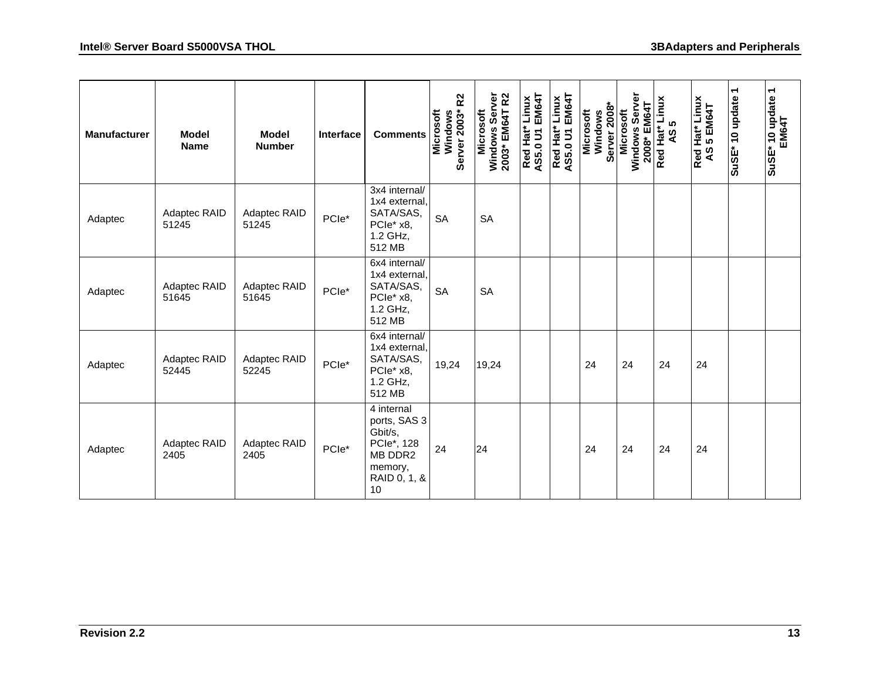| Manufacturer | Model Name | Model Number | Interface | Comments | Microsoft Windows Server 2003* R2 | Microsoft Windows Server 2003* EM64T R2 | Red Hat* Linux AS5.0 U1 EM64T | Red Hat* Linux AS5.0 U1 EM64T | Microsoft Windows Server 2008* | Microsoft Windows Server 2008* EM64T | Red Hat* Linux AS 5 | Red Hat* Linux AS 5 EM64T | SuSE* 10 update 1 | SuSE* 10 update 1 EM64T |
|---|---|---|---|---|---|---|---|---|---|---|---|---|---|---|
| Adaptec | Adaptec RAID 51245 | Adaptec RAID 51245 | PCIe* | 3x4 internal/ 1x4 external, SATA/SAS, PCIe* x8, 1.2 GHz, 512 MB | SA | SA | | | | | | | | |
| Adaptec | Adaptec RAID 51645 | Adaptec RAID 51645 | PCIe* | 6x4 internal/ 1x4 external, SATA/SAS, PCIe* x8, 1.2 GHz, 512 MB | SA | SA | | | | | | | | |
| Adaptec | Adaptec RAID 52445 | Adaptec RAID 52245 | PCIe* | 6x4 internal/ 1x4 external, SATA/SAS, PCIe* x8, 1.2 GHz, 512 MB | 19,24 | 19,24 | | | 24 | 24 | 24 | 24 | | |
| Adaptec | Adaptec RAID 2405 | Adaptec RAID 2405 | PCIe* | 4 internal ports, SAS 3 Gbit/s, PCIe*, 128 MB DDR2 memory, RAID 0, 1, & 10 | 24 | 24 | | | 24 | 24 | 24 | 24 | | |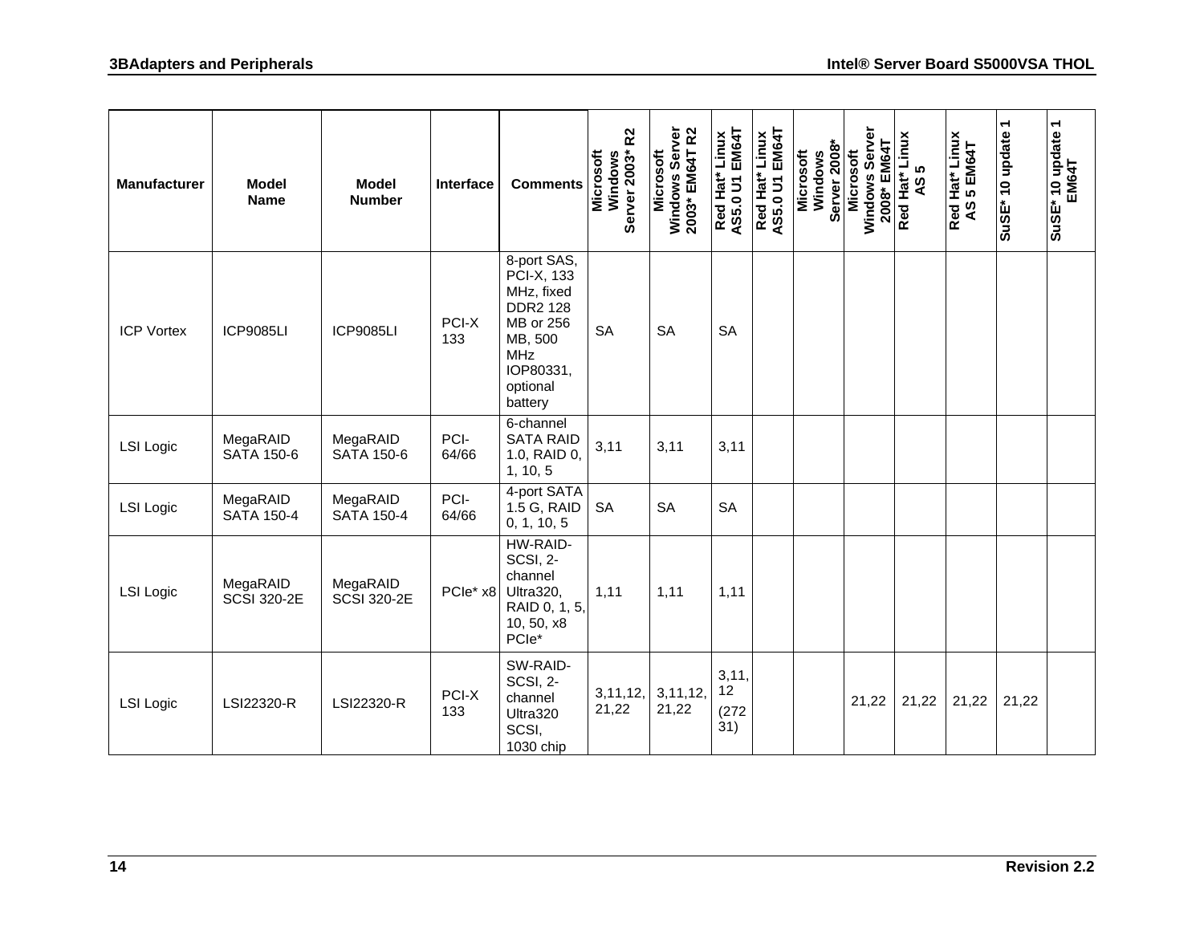| Manufacturer | Model Name | Model Number | Interface | Comments | Microsoft Windows Server 2003* R2 | Microsoft Windows Server 2003* EM64T R2 | Red Hat* Linux AS5.0 U1 EM64T | Red Hat* Linux AS5.0 U1 EM64T | Microsoft Windows Server 2008* | Microsoft Windows Server 2008* EM64T | Red Hat* Linux AS 5 | Red Hat* Linux AS 5 EM64T | SuSE* 10 update 1 | SuSE* 10 update 1 EM64T |
|---|---|---|---|---|---|---|---|---|---|---|---|---|---|---|
| ICP Vortex | ICP9085LI | ICP9085LI | PCI-X 133 | 8-port SAS, PCI-X, 133 MHz, fixed DDR2 128 MB or 256 MB, 500 MHz IOP80331, optional battery | SA | SA | SA | | | | | | | |
| LSI Logic | MegaRAID SATA 150-6 | MegaRAID SATA 150-6 | PCI-64/66 | 6-channel SATA RAID 1.0, RAID 0, 1, 10, 5 | 3,11 | 3,11 | 3,11 | | | | | | | |
| LSI Logic | MegaRAID SATA 150-4 | MegaRAID SATA 150-4 | PCI-64/66 | 4-port SATA 1.5 G, RAID 0, 1, 10, 5 | SA | SA | SA | | | | | | | |
| LSI Logic | MegaRAID SCSI 320-2E | MegaRAID SCSI 320-2E | PCIe* x8 | HW-RAID-SCSI, 2-channel Ultra320, RAID 0, 1, 5, 10, 50, x8 PCIe* | 1,11 | 1,11 | 1,11 | | | | | | | |
| LSI Logic | LSI22320-R | LSI22320-R | PCI-X 133 | SW-RAID-SCSI, 2-channel Ultra320 SCSI, 1030 chip | 3,11,12, 21,22 | 3,11,12, 21,22 | 3,11, 12 (272 31) | | | 21,22 | 21,22 | 21,22 | 21,22 | |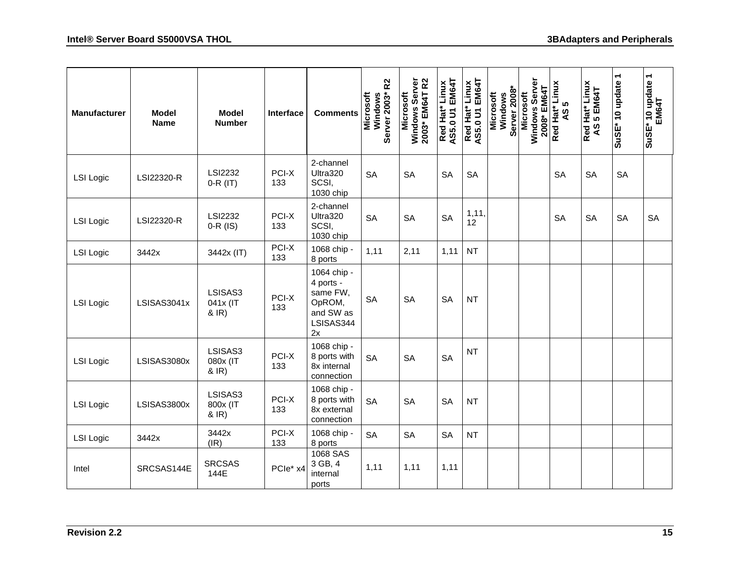| Manufacturer | Model Name | Model Number | Interface | Comments | Microsoft Windows Server 2003* R2 | Microsoft Windows Server 2003* EM64T R2 | Red Hat* Linux AS5.0 U1 EM64T | Red Hat* Linux AS5.0 U1 EM64T | Microsoft Windows Server 2008* | Microsoft Windows Server 2008* EM64T | Red Hat* Linux AS 5 | Red Hat* Linux AS 5 EM64T | SuSE* 10 update 1 | SuSE* 10 update 1 EM64T |
|---|---|---|---|---|---|---|---|---|---|---|---|---|---|---|
| LSI Logic | LSI22320-R | LSI22320-R (IT) | PCI-X 133 | 2-channel Ultra320 SCSI, 1030 chip | SA | SA | SA | SA | | | SA | SA | SA | |
| LSI Logic | LSI22320-R | LSI22320-R (IS) | PCI-X 133 | 2-channel Ultra320 SCSI, 1030 chip | SA | SA | SA | 1,11, 12 | | | SA | SA | SA | SA |
| LSI Logic | 3442x | 3442x (IT) | PCI-X 133 | 1068 chip - 8 ports | 1,11 | 2,11 | 1,11 | NT | | | | | | |
| LSI Logic | LSISAS3041x | LSISAS3041x (IT & IR) | PCI-X 133 | 1064 chip - 4 ports - same FW, OpROM, and SW as LSISAS3442x | SA | SA | SA | NT | | | | | | |
| LSI Logic | LSISAS3080x | LSISAS3080x (IT & IR) | PCI-X 133 | 1068 chip - 8 ports with 8x internal connection | SA | SA | SA | NT | | | | | | |
| LSI Logic | LSISAS3800x | LSISAS3800x (IT & IR) | PCI-X 133 | 1068 chip - 8 ports with 8x external connection | SA | SA | SA | NT | | | | | | |
| LSI Logic | 3442x | 3442x (IR) | PCI-X 133 | 1068 chip - 8 ports | SA | SA | SA | NT | | | | | | |
| Intel | SRCSAS144E | SRCSAS144E | PCIe* x4 | 1068 SAS 3 GB, 4 internal ports | 1,11 | 1,11 | 1,11 | | | | | | | |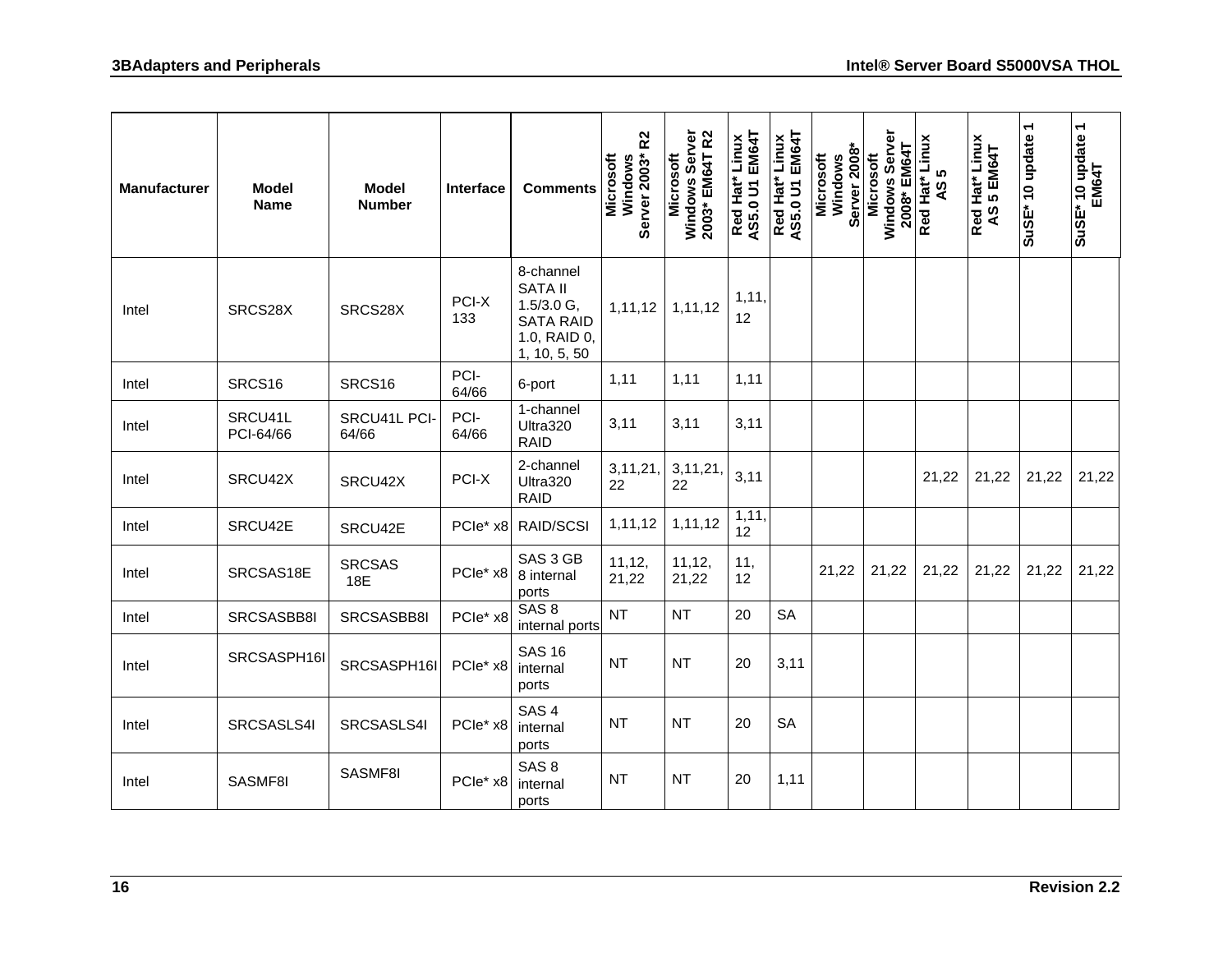| Manufacturer | Model Name | Model Number | Interface | Comments | Microsoft Windows Server 2003* R2 | Microsoft Windows Server 2003* EM64T R2 | Red Hat* Linux AS5.0 U1 EM64T | Red Hat* Linux AS5.0 U1 EM64T | Microsoft Windows Server 2008* | Microsoft Windows Server 2008* EM64T | Red Hat* Linux AS 5 | Red Hat* Linux AS 5 EM64T | SuSE* 10 update 1 | SuSE* 10 update 1 EM64T |
|---|---|---|---|---|---|---|---|---|---|---|---|---|---|---|
| Intel | SRCS28X | SRCS28X | PCI-X 133 | 8-channel SATA II 1.5/3.0 G, SATA RAID 1.0, RAID 0, 1, 10, 5, 50 | 1,11,12 | 1,11,12 | 1,11, 12 | | | | | | | |
| Intel | SRCS16 | SRCS16 | PCI-64/66 | 6-port | 1,11 | 1,11 | 1,11 | | | | | | | |
| Intel | SRCU41L PCI-64/66 | SRCU41L PCI-64/66 | PCI-64/66 | 1-channel Ultra320 RAID | 3,11 | 3,11 | 3,11 | | | | | | | |
| Intel | SRCU42X | SRCU42X | PCI-X | 2-channel Ultra320 RAID | 3,11,21, 22 | 3,11,21, 22 | 3,11 | | | | 21,22 | 21,22 | 21,22 | 21,22 |
| Intel | SRCU42E | SRCU42E | PCIe* x8 | RAID/SCSI | 1,11,12 | 1,11,12 | 1,11, 12 | | | | | | | |
| Intel | SRCSAS18E | SRCSAS 18E | PCIe* x8 | SAS 3 GB 8 internal ports | 11,12, 21,22 | 11,12, 21,22 | 11, 12 | | 21,22 | 21,22 | 21,22 | 21,22 | 21,22 | 21,22 |
| Intel | SRCSASBB8I | SRCSASBB8I | PCIe* x8 | SAS 8 internal ports | NT | NT | 20 | SA | | | | | | |
| Intel | SRCSASPH16I | SRCSASPH16I | PCIe* x8 | SAS 16 internal ports | NT | NT | 20 | 3,11 | | | | | | |
| Intel | SRCSASLS4I | SRCSASLS4I | PCIe* x8 | SAS 4 internal ports | NT | NT | 20 | SA | | | | | | |
| Intel | SASMF8I | SASMF8I | PCIe* x8 | SAS 8 internal ports | NT | NT | 20 | 1,11 | | | | | | |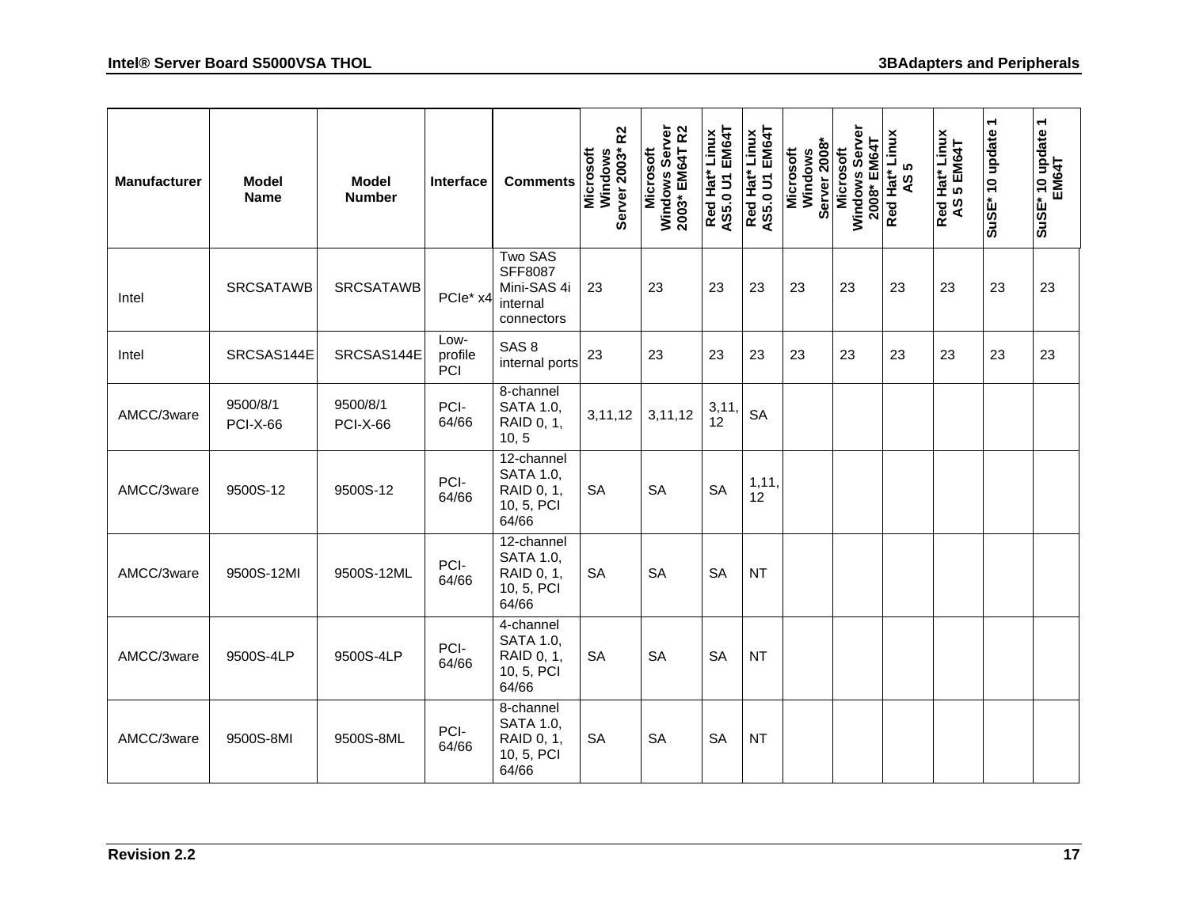| Manufacturer | Model Name | Model Number | Interface | Comments | Microsoft Windows Server 2003* R2 | Microsoft Windows Server 2003* EM64T R2 | Red Hat* Linux AS5.0 U1 EM64T | Red Hat* Linux AS5.0 U1 EM64T | Microsoft Windows Server 2008* | Microsoft Windows Server 2008* EM64T | Red Hat* Linux AS 5 | Red Hat* Linux AS 5 EM64T | SuSE* 10 update 1 | SuSE* 10 update 1 EM64T |
|---|---|---|---|---|---|---|---|---|---|---|---|---|---|---|
| Intel | SRCSATAWB | SRCSATAWB | PCIe* x4 | Two SAS SFF8087 Mini-SAS 4i internal connectors | 23 | 23 | 23 | 23 | 23 | 23 | 23 | 23 | 23 | 23 |
| Intel | SRCSAS144E | SRCSAS144E | Low-profile PCI | SAS 8 internal ports | 23 | 23 | 23 | 23 | 23 | 23 | 23 | 23 | 23 | 23 |
| AMCC/3ware | 9500/8/1 PCI-X-66 | 9500/8/1 PCI-X-66 | PCI-64/66 | 8-channel SATA 1.0, RAID 0, 1, 10, 5 | 3,11,12 | 3,11,12 | 3,11, 12 | SA | | | | | | |
| AMCC/3ware | 9500S-12 | 9500S-12 | PCI-64/66 | 12-channel SATA 1.0, RAID 0, 1, 10, 5, PCI 64/66 | SA | SA | SA | 1,11, 12 | | | | | | |
| AMCC/3ware | 9500S-12MI | 9500S-12ML | PCI-64/66 | 12-channel SATA 1.0, RAID 0, 1, 10, 5, PCI 64/66 | SA | SA | SA | NT | | | | | | |
| AMCC/3ware | 9500S-4LP | 9500S-4LP | PCI-64/66 | 4-channel SATA 1.0, RAID 0, 1, 10, 5, PCI 64/66 | SA | SA | SA | NT | | | | | | |
| AMCC/3ware | 9500S-8MI | 9500S-8ML | PCI-64/66 | 8-channel SATA 1.0, RAID 0, 1, 10, 5, PCI 64/66 | SA | SA | SA | NT | | | | | | |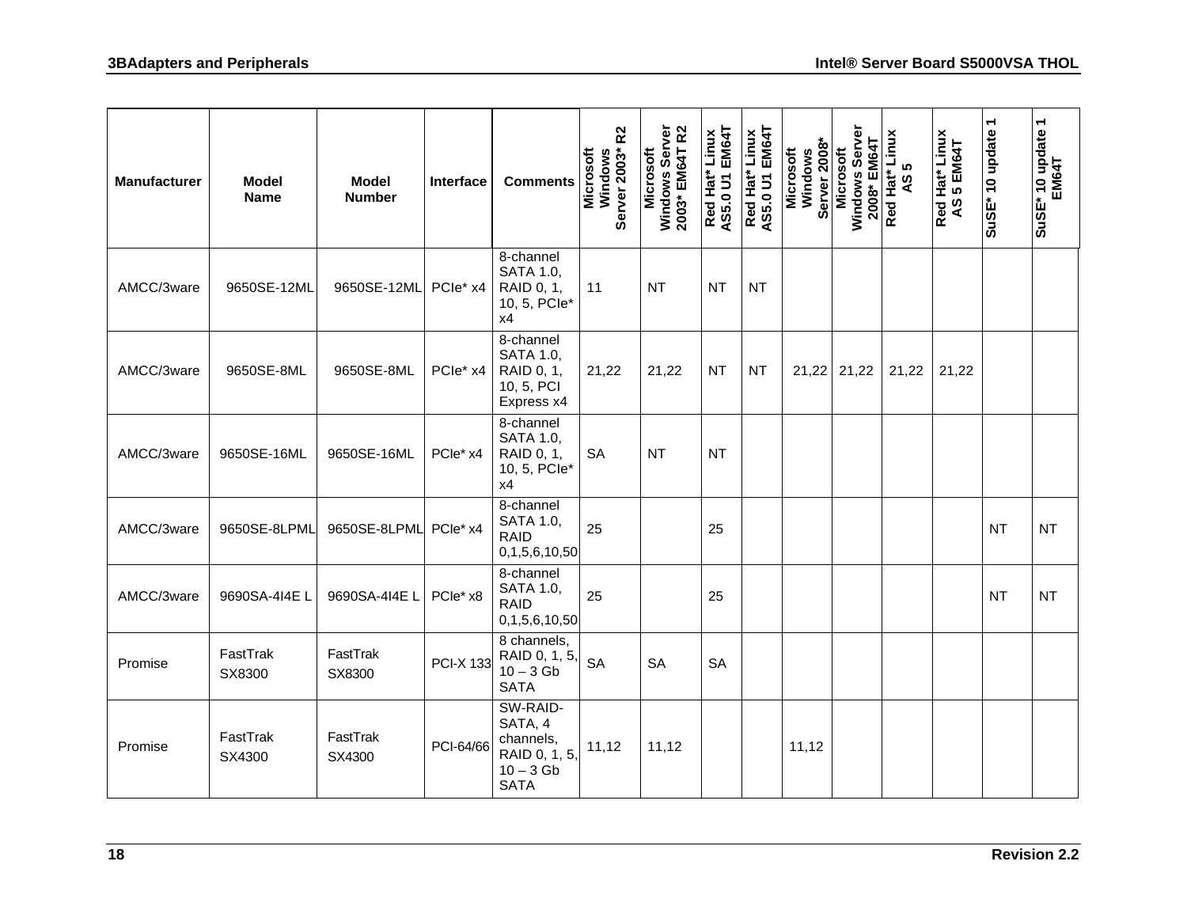| Manufacturer | Model Name | Model Number | Interface | Comments | Microsoft Windows Server 2003* R2 | Microsoft Windows Server 2003* EM64T R2 | Red Hat* Linux AS5.0 U1 EM64T | Red Hat* Linux AS5.0 U1 EM64T | Microsoft Windows Server 2008* | Microsoft Windows Server 2008* EM64T | Red Hat* Linux AS 5 | Red Hat* Linux AS 5 EM64T | SuSE* 10 update 1 | SuSE* 10 update 1 EM64T |
|---|---|---|---|---|---|---|---|---|---|---|---|---|---|---|
| AMCC/3ware | 9650SE-12ML | 9650SE-12ML | PCIe* x4 | 8-channel SATA 1.0, RAID 0, 1, 10, 5, PCIe* x4 | 11 | NT | NT | NT | | | | | | |
| AMCC/3ware | 9650SE-8ML | 9650SE-8ML | PCIe* x4 | 8-channel SATA 1.0, RAID 0, 1, 10, 5, PCI Express x4 | 21,22 | 21,22 | NT | NT | 21,22 | 21,22 | 21,22 | 21,22 | | |
| AMCC/3ware | 9650SE-16ML | 9650SE-16ML | PCIe* x4 | 8-channel SATA 1.0, RAID 0, 1, 10, 5, PCIe* x4 | SA | NT | NT | | | | | | | |
| AMCC/3ware | 9650SE-8LPML | 9650SE-8LPML | PCIe* x4 | 8-channel SATA 1.0, RAID 0,1,5,6,10,50 | 25 | | 25 | | | | | | NT | NT |
| AMCC/3ware | 9690SA-4I4E L | 9690SA-4I4E L | PCIe* x8 | 8-channel SATA 1.0, RAID 0,1,5,6,10,50 | 25 | | 25 | | | | | | NT | NT |
| Promise | FastTrak SX8300 | FastTrak SX8300 | PCI-X 133 | 8 channels, RAID 0, 1, 5, 10 – 3 Gb SATA | SA | SA | SA | | | | | | | |
| Promise | FastTrak SX4300 | FastTrak SX4300 | PCI-64/66 | SW-RAID-SATA, 4 channels, RAID 0, 1, 5, 10 – 3 Gb SATA | 11,12 | 11,12 | | | 11,12 | | | | | |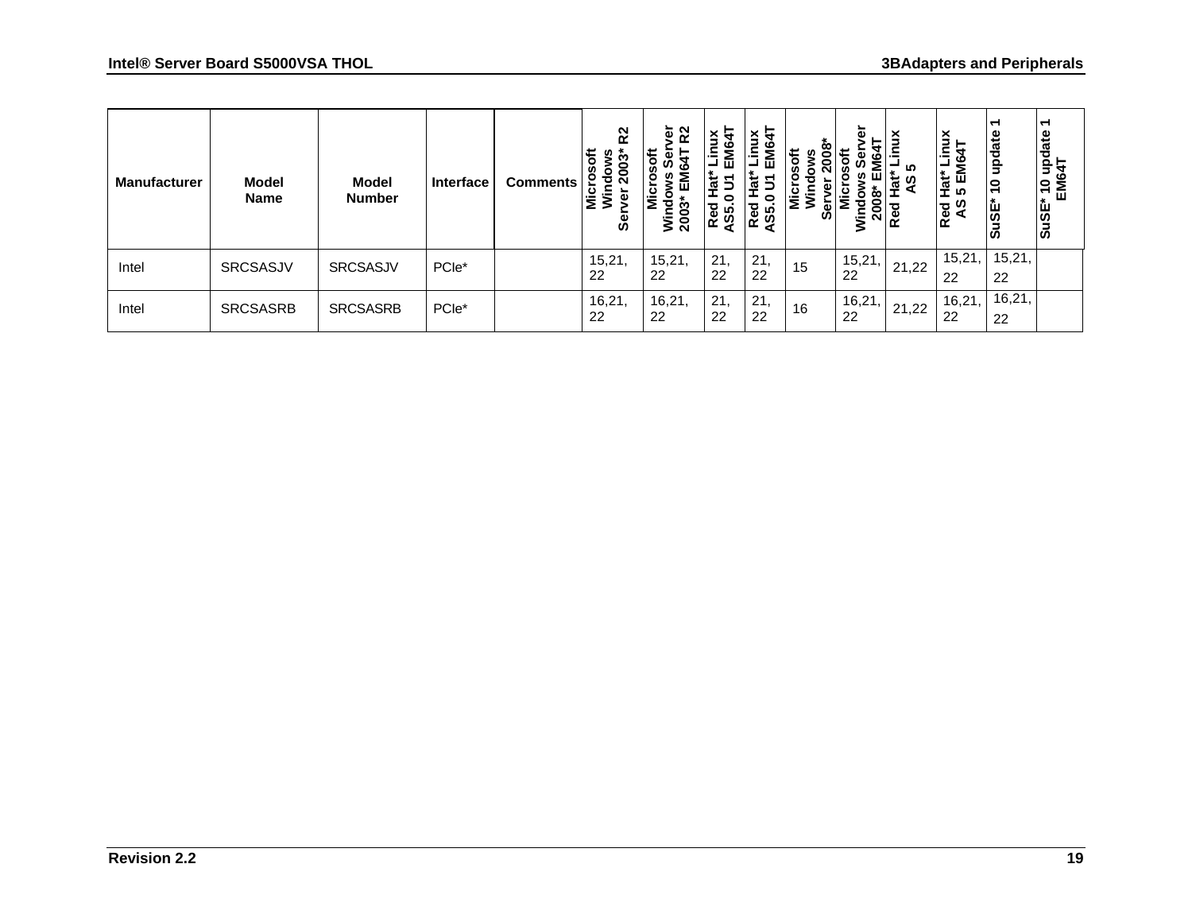| Manufacturer | Model Name | Model Number | Interface | Comments | Microsoft Windows Server 2003* R2 | Microsoft Windows Server 2003* EM64T R2 | Red Hat* Linux AS5.0 U1 EM64T | Red Hat* Linux AS5.0 U1 EM64T | Microsoft Windows Server 2008* | Microsoft Windows Server 2008* EM64T | Red Hat* Linux AS 5 | Red Hat* Linux AS 5 EM64T | SuSE* 10 update 1 | SuSE* 10 update 1 EM64T |
|---|---|---|---|---|---|---|---|---|---|---|---|---|---|---|
| Intel | SRCSASJV | SRCSASJV | PCIe* | | 15,21, 22 | 15,21, 22 | 21, 22 | 21, 22 | 15 | 15,21, 22 | 21,22 | 15,21, 22 | 15,21, 22 | |
| Intel | SRCSASRB | SRCSASRB | PCIe* | | 16,21, 22 | 16,21, 22 | 21, 22 | 21, 22 | 16 | 16,21, 22 | 21,22 | 16,21, 22 | 16,21, 22 | |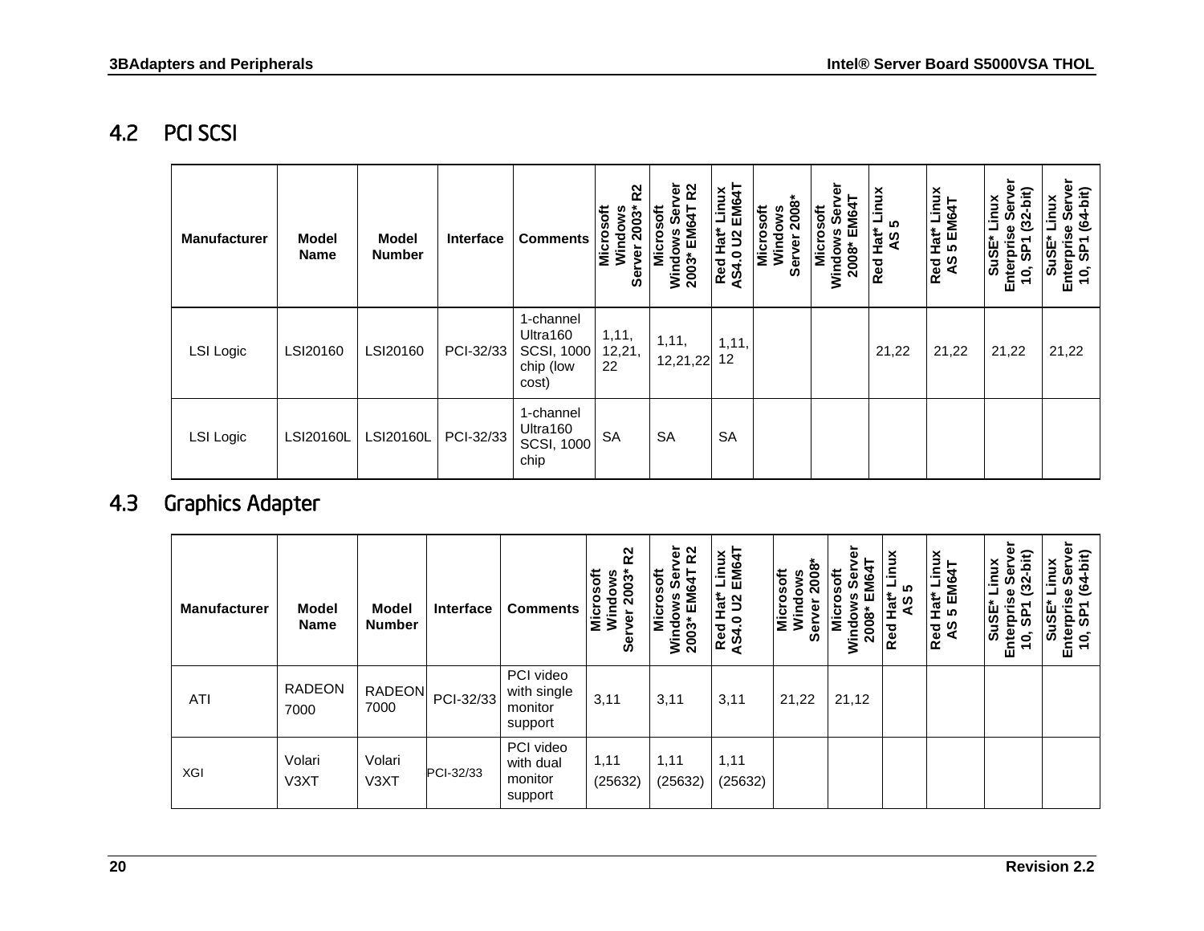## 4.2 PCI SCSI

| Manufacturer | Model Name | Model Number | Interface | Comments | Microsoft Windows Server 2003* R2 | Microsoft Windows Server 2003* EM64T R2 | Red Hat* Linux AS4.0 U2 EM64T | Microsoft Windows Server 2008* | Microsoft Windows Server 2008* EM64T | Red Hat* Linux AS 5 | Red Hat* Linux AS 5 EM64T | SuSE* Linux Enterprise Server 10, SP1 (32-bit) | SuSE* Linux Enterprise Server 10, SP1 (64-bit) |
|---|---|---|---|---|---|---|---|---|---|---|---|---|---|
| LSI Logic | LSI20160 | LSI20160 | PCI-32/33 | 1-channel Ultra160 SCSI, 1000 chip (low cost) | 1,11, 12,21, 22 | 1,11, 12,21,22 | 1,11, 12 | | | 21,22 | 21,22 | 21,22 | 21,22 |
| LSI Logic | LSI20160L | LSI20160L | PCI-32/33 | 1-channel Ultra160 SCSI, 1000 chip | SA | SA | SA | | | | | | |

## 4.3 Graphics Adapter

| Manufacturer | Model Name | Model Number | Interface | Comments | Microsoft Windows Server 2003* R2 | Microsoft Windows Server 2003* EM64T R2 | Red Hat* Linux AS4.0 U2 EM64T | Microsoft Windows Server 2008* | Microsoft Windows Server 2008* EM64T | Red Hat* Linux AS 5 | Red Hat* Linux AS 5 EM64T | SuSE* Linux Enterprise Server 10, SP1 (32-bit) | SuSE* Linux Enterprise Server 10, SP1 (64-bit) |
|---|---|---|---|---|---|---|---|---|---|---|---|---|---|
| ATI | RADEON 7000 | RADEON 7000 | PCI-32/33 | PCI video with single monitor support | 3,11 | 3,11 | 3,11 | 21,22 | 21,12 | | | | |
| XGI | Volari V3XT | Volari V3XT | PCI-32/33 | PCI video with dual monitor support | 1,11 (25632) | 1,11 (25632) | 1,11 (25632) | | | | | | |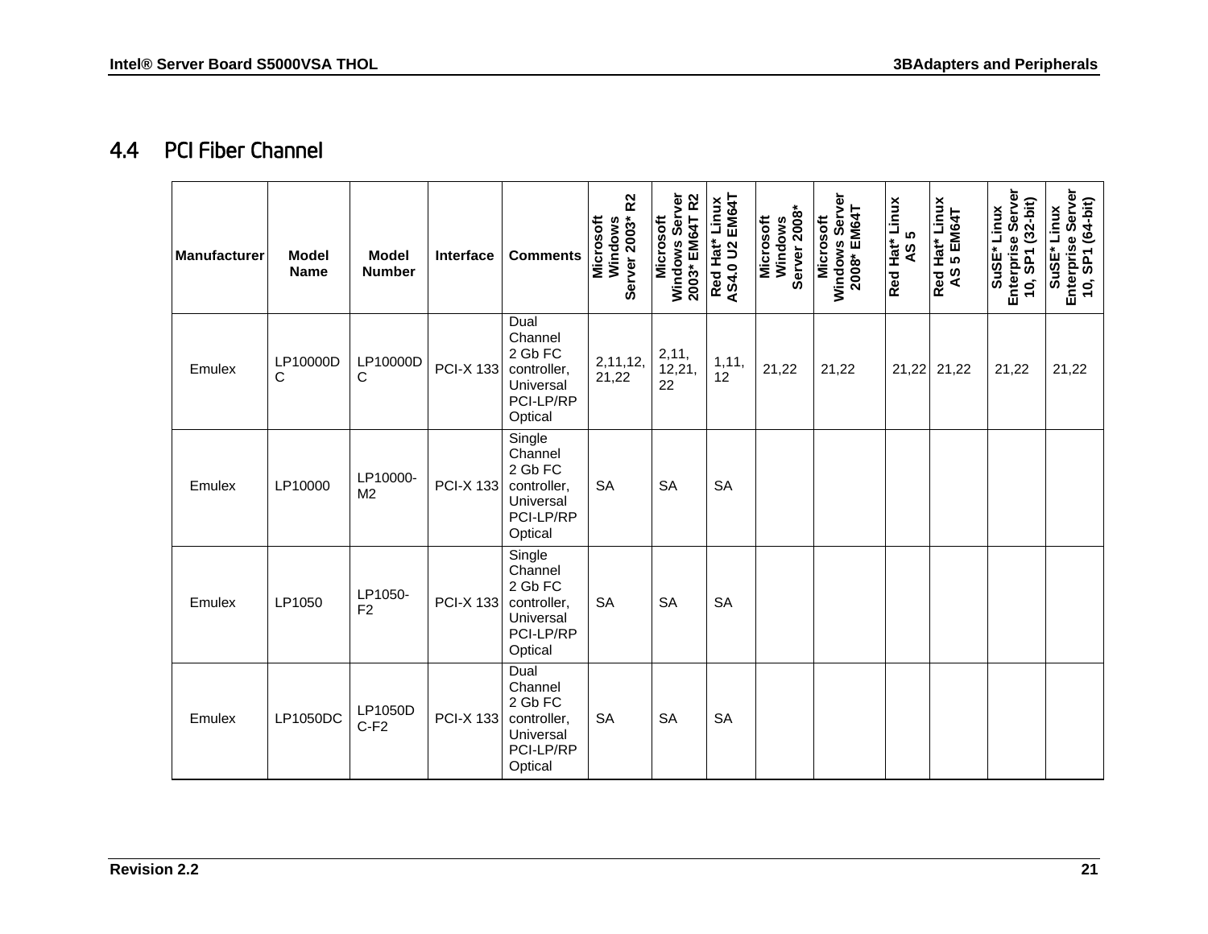## 4.4 PCI Fiber Channel

| Manufacturer | Model Name | Model Number | Interface | Comments | Microsoft Windows Server 2003* R2 | Microsoft Windows Server 2003* EM64T R2 | Red Hat* Linux AS4.0 U2 EM64T | Microsoft Windows Server 2008* | Microsoft Windows Server 2008* EM64T | Red Hat* Linux AS 5 | Red Hat* Linux AS 5 EM64T | SuSE* Linux Enterprise Server 10, SP1 (32-bit) | SuSE* Linux Enterprise Server 10, SP1 (64-bit) |
|---|---|---|---|---|---|---|---|---|---|---|---|---|---|
| Emulex | LP10000DC | LP10000DC | PCI-X 133 | Dual Channel 2 Gb FC controller, Universal PCI-LP/RP Optical | 2,11,12, 21,22 | 2,11, 12,21, 22 | 1,11, 12 | 21,22 | 21,22 | 21,22 | 21,22 | 21,22 | 21,22 |
| Emulex | LP10000 | LP10000-M2 | PCI-X 133 | Single Channel 2 Gb FC controller, Universal PCI-LP/RP Optical | SA | SA | SA | | | | | | |
| Emulex | LP1050 | LP1050-F2 | PCI-X 133 | Single Channel 2 Gb FC controller, Universal PCI-LP/RP Optical | SA | SA | SA | | | | | | |
| Emulex | LP1050DC | LP1050DC-F2 | PCI-X 133 | Dual Channel 2 Gb FC controller, Universal PCI-LP/RP Optical | SA | SA | SA | | | | | | |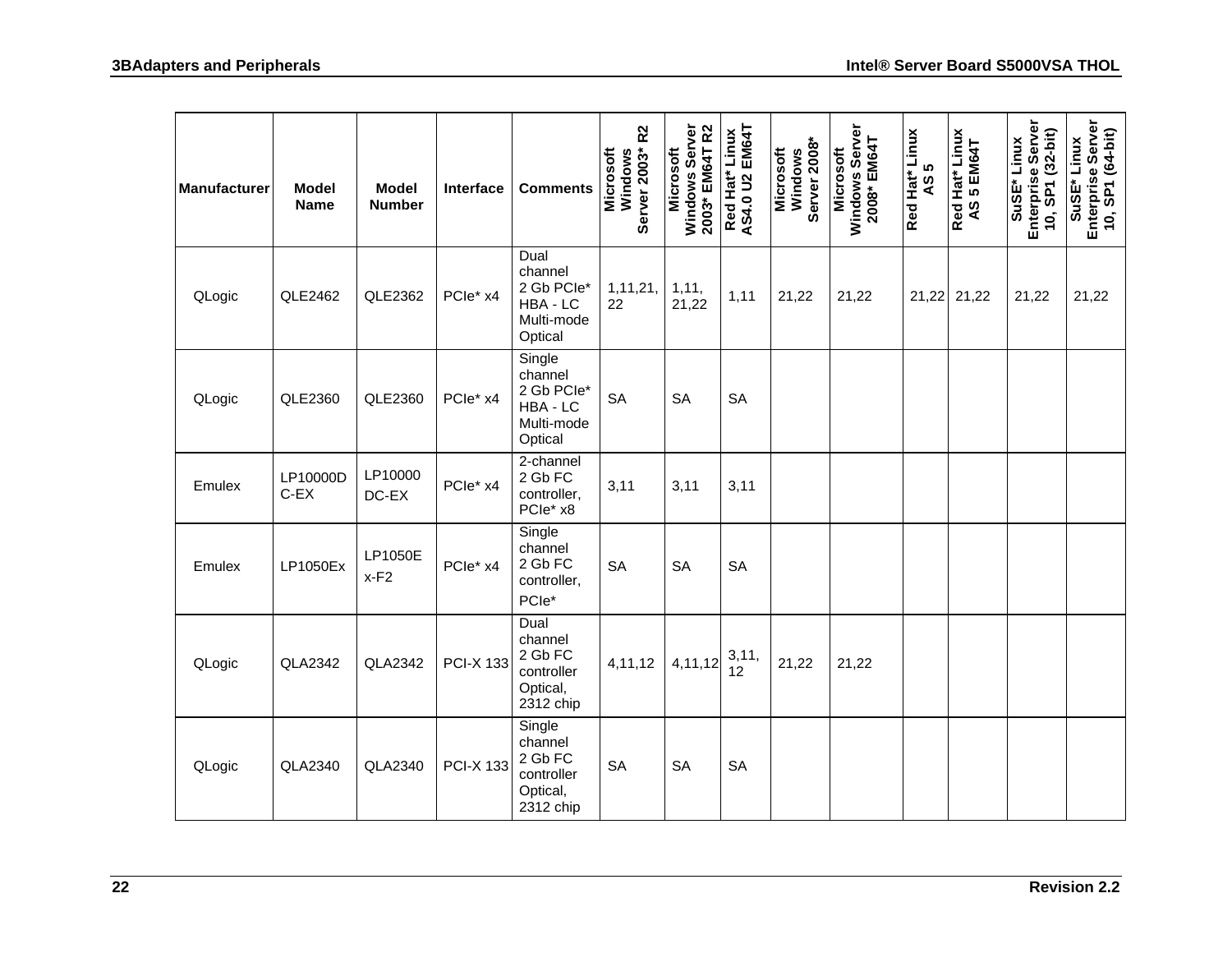| Manufacturer | Model Name | Model Number | Interface | Comments | Microsoft Windows Server 2003* R2 | Microsoft Windows Server 2003* EM64T R2 | Red Hat* Linux AS4.0 U2 EM64T | Microsoft Windows Server 2008* | Microsoft Windows Server 2008* EM64T | Red Hat* Linux AS 5 | Red Hat* Linux AS 5 EM64T | SuSE* Linux Enterprise Server 10, SP1 (32-bit) | SuSE* Linux Enterprise Server 10, SP1 (64-bit) |
|---|---|---|---|---|---|---|---|---|---|---|---|---|---|
| QLogic | QLE2462 | QLE2362 | PCIe* x4 | Dual channel 2 Gb PCIe* HBA - LC Multi-mode Optical | 1,11,21, 22 | 1,11, 21,22 | 1,11 | 21,22 | 21,22 | 21,22 | 21,22 | 21,22 | 21,22 |
| QLogic | QLE2360 | QLE2360 | PCIe* x4 | Single channel 2 Gb PCIe* HBA - LC Multi-mode Optical | SA | SA | SA | | | | | | |
| Emulex | LP10000DC-EX | LP10000 DC-EX | PCIe* x4 | 2-channel 2 Gb FC controller, PCIe* x8 | 3,11 | 3,11 | 3,11 | | | | | | |
| Emulex | LP1050Ex | LP1050E x-F2 | PCIe* x4 | Single channel 2 Gb FC controller, PCIe* | SA | SA | SA | | | | | | |
| QLogic | QLA2342 | QLA2342 | PCI-X 133 | Dual channel 2 Gb FC controller Optical, 2312 chip | 4,11,12 | 4,11,12 | 3,11, 12 | 21,22 | 21,22 | | | | |
| QLogic | QLA2340 | QLA2340 | PCI-X 133 | Single channel 2 Gb FC controller Optical, 2312 chip | SA | SA | SA | | | | | | |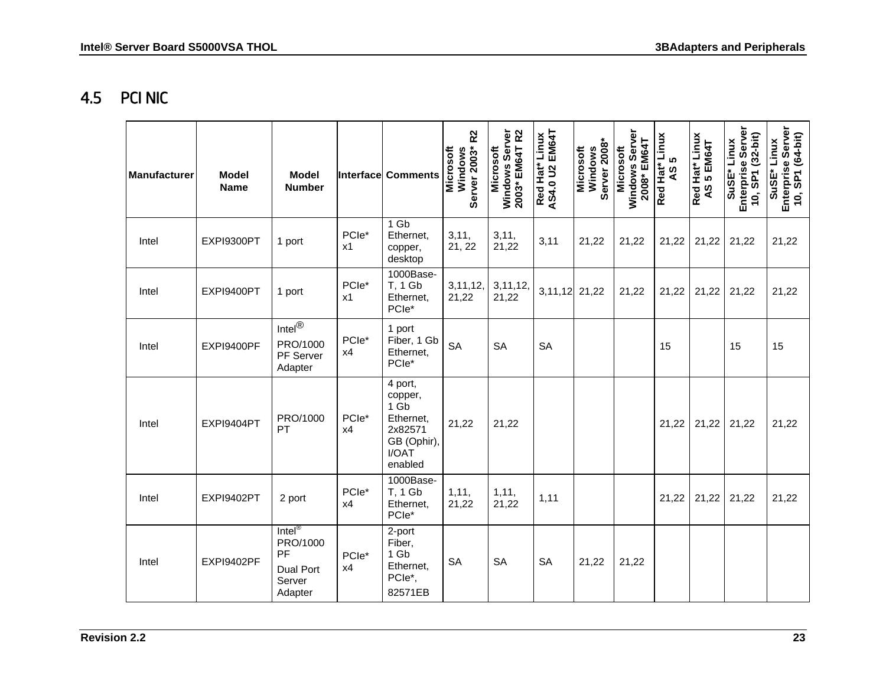## 4.5 PCI NIC

| Manufacturer | Model Name | Model Number | Interface | Comments | Microsoft Windows Server 2003* R2 | Microsoft Windows Server 2003* EM64T R2 | Red Hat* Linux AS4.0 U2 EM64T | Microsoft Windows Server 2008* | Microsoft Windows Server 2008* EM64T | Red Hat* Linux AS 5 | Red Hat* Linux AS 5 EM64T | SuSE* Linux Enterprise Server 10, SP1 (32-bit) | SuSE* Linux Enterprise Server 10, SP1 (64-bit) |
|---|---|---|---|---|---|---|---|---|---|---|---|---|---|
| Intel | EXPI9300PT | 1 port | PCIe* x1 | 1 Gb Ethernet, copper, desktop | 3,11, 21, 22 | 3,11, 21,22 | 3,11 | 21,22 | 21,22 | 21,22 | 21,22 | 21,22 | 21,22 |
| Intel | EXPI9400PT | 1 port | PCIe* x1 | 1000Base-T, 1 Gb Ethernet, PCIe* | 3,11,12, 21,22 | 3,11,12, 21,22 | 3,11,12 | 21,22 | 21,22 | 21,22 | 21,22 | 21,22 | 21,22 |
| Intel | EXPI9400PF | Intel® PRO/1000 PF Server Adapter | PCIe* x4 | 1 port Fiber, 1 Gb Ethernet, PCIe* | SA | SA | SA | | | 15 | | 15 | 15 |
| Intel | EXPI9404PT | PRO/1000 PT | PCIe* x4 | 4 port, copper, 1 Gb Ethernet, 2x82571 GB (Ophir), I/OAT enabled | 21,22 | 21,22 | | | | 21,22 | 21,22 | 21,22 | 21,22 |
| Intel | EXPI9402PT | 2 port | PCIe* x4 | 1000Base-T, 1 Gb Ethernet, PCIe* | 1,11, 21,22 | 1,11, 21,22 | 1,11 | | | 21,22 | 21,22 | 21,22 | 21,22 |
| Intel | EXPI9402PF | Intel® PRO/1000 PF Dual Port Server Adapter | PCIe* x4 | 2-port Fiber, 1 Gb Ethernet, PCIe*, 82571EB | SA | SA | SA | 21,22 | 21,22 | | | | |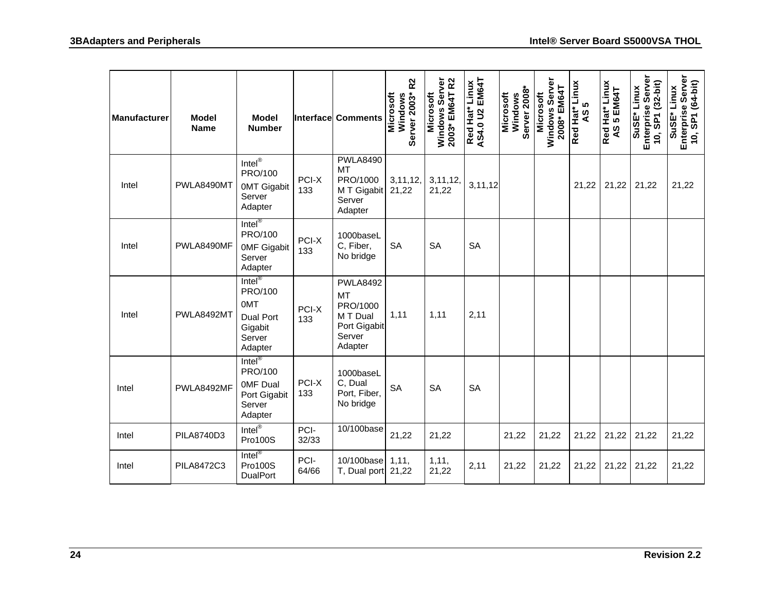| Manufacturer | Model Name | Model Number | Interface | Comments | Microsoft Windows Server 2003* R2 | Microsoft Windows Server 2003* EM64T R2 | Red Hat* Linux AS4.0 U2 EM64T | Microsoft Windows Server 2008* | Microsoft Windows Server 2008* EM64T | Red Hat* Linux AS 5 | Red Hat* Linux AS 5 EM64T | SuSE* Linux Enterprise Server 10, SP1 (32-bit) | SuSE* Linux Enterprise Server 10, SP1 (64-bit) |
|---|---|---|---|---|---|---|---|---|---|---|---|---|---|
| Intel | PWLA8490MT | Intel® PRO/1000MT Gigabit Server Adapter | PCI-X 133 | PWLA8490MT PRO/1000 M T Gigabit Server Adapter | 3,11,12, 21,22 | 3,11,12, 21,22 | 3,11,12 | | | 21,22 | 21,22 | 21,22 | 21,22 |
| Intel | PWLA8490MF | Intel® PRO/1000MF Gigabit Server Adapter | PCI-X 133 | 1000baseLC, Fiber, No bridge | SA | SA | SA | | | | | | |
| Intel | PWLA8492MT | Intel® PRO/1000MT Dual Port Gigabit Server Adapter | PCI-X 133 | PWLA8492MT PRO/1000 M T Dual Port Gigabit Server Adapter | 1,11 | 1,11 | 2,11 | | | | | | |
| Intel | PWLA8492MF | Intel® PRO/1000MF Dual Port Gigabit Server Adapter | PCI-X 133 | 1000baseLC, Dual Port, Fiber, No bridge | SA | SA | SA | | | | | | |
| Intel | PILA8740D3 | Intel® Pro100S | PCI-32/33 | 10/100base | 21,22 | 21,22 | | 21,22 | 21,22 | 21,22 | 21,22 | 21,22 | 21,22 |
| Intel | PILA8472C3 | Intel® Pro100S DualPort | PCI-64/66 | 10/100base T, Dual port | 1,11, 21,22 | 1,11, 21,22 | 2,11 | 21,22 | 21,22 | 21,22 | 21,22 | 21,22 | 21,22 |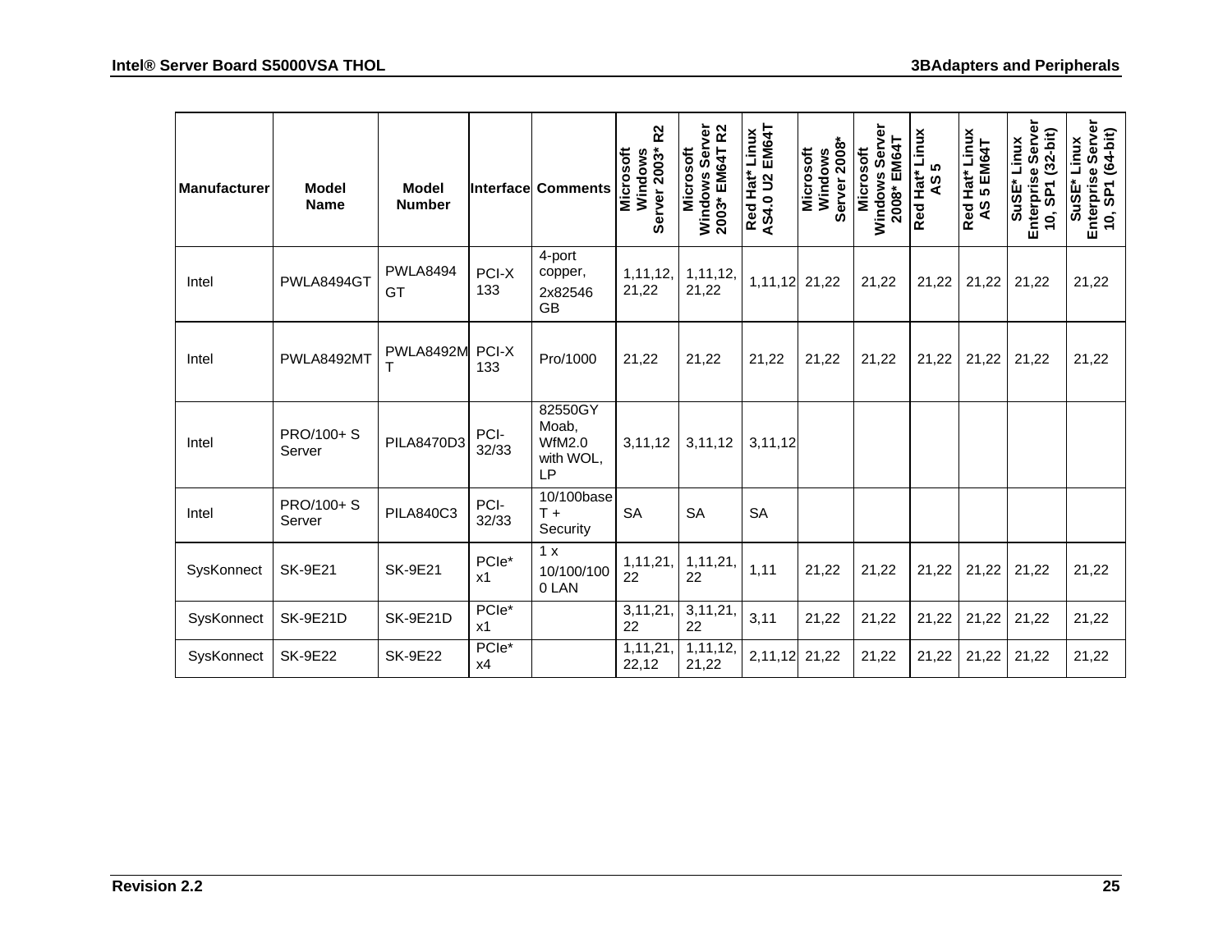| Manufacturer | Model Name | Model Number | Interface | Comments | Microsoft Windows Server 2003* R2 | Microsoft Windows Server 2003* EM64T R2 | Red Hat* Linux AS4.0 U2 EM64T | Microsoft Windows Server 2008* | Microsoft Windows Server 2008* EM64T | Red Hat* Linux AS 5 | Red Hat* Linux AS 5 EM64T | SuSE* Linux Enterprise Server 10, SP1 (32-bit) | SuSE* Linux Enterprise Server 10, SP1 (64-bit) |
|---|---|---|---|---|---|---|---|---|---|---|---|---|---|
| Intel | PWLA8494GT | PWLA8494 GT | PCI-X 133 | 4-port copper, 2x82546 GB | 1,11,12, 21,22 | 1,11,12, 21,22 | 1,11,12 | 21,22 | 21,22 | 21,22 | 21,22 | 21,22 | 21,22 |
| Intel | PWLA8492MT | PWLA8492MT | PCI-X 133 | Pro/1000 | 21,22 | 21,22 | 21,22 | 21,22 | 21,22 | 21,22 | 21,22 | 21,22 | 21,22 |
| Intel | PRO/100+ S Server | PILA8470D3 | PCI-32/33 | 82550GY Moab, WfM2.0 with WOL, LP | 3,11,12 | 3,11,12 | 3,11,12 | | | | | | |
| Intel | PRO/100+ S Server | PILA840C3 | PCI-32/33 | 10/100baseT + Security | SA | SA | SA | | | | | | |
| SysKonnect | SK-9E21 | SK-9E21 | PCIe* x1 | 1 x 10/100/1000 LAN | 1,11,21, 22 | 1,11,21, 22 | 1,11 | 21,22 | 21,22 | 21,22 | 21,22 | 21,22 | 21,22 |
| SysKonnect | SK-9E21D | SK-9E21D | PCIe* x1 | | 3,11,21, 22 | 3,11,21, 22 | 3,11 | 21,22 | 21,22 | 21,22 | 21,22 | 21,22 | 21,22 |
| SysKonnect | SK-9E22 | SK-9E22 | PCIe* x4 | | 1,11,21, 22,12 | 1,11,12, 21,22 | 2,11,12 | 21,22 | 21,22 | 21,22 | 21,22 | 21,22 | 21,22 |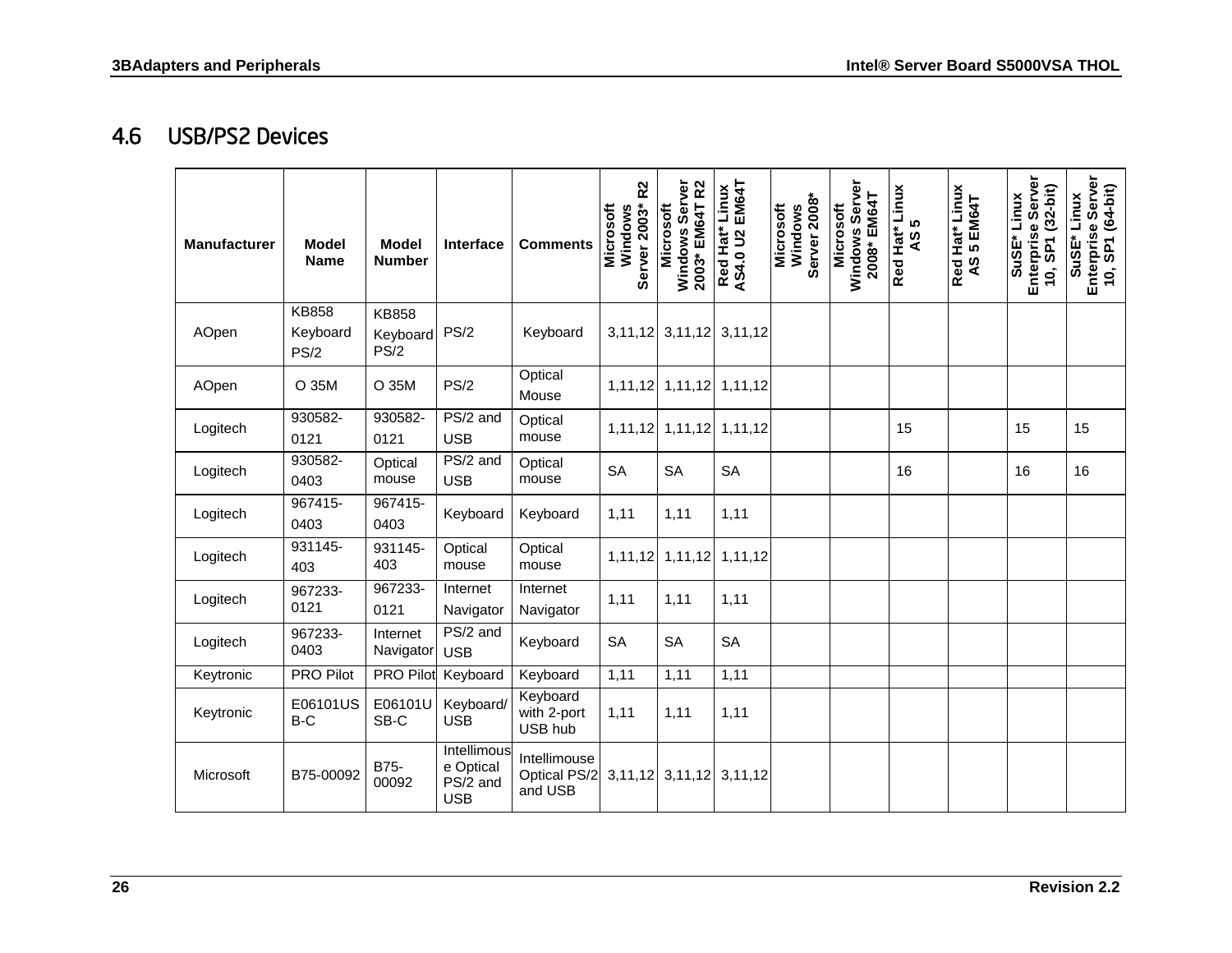## 4.6 USB/PS2 Devices

| Manufacturer | Model Name | Model Number | Interface | Comments | Microsoft Windows Server 2003* R2 | Microsoft Windows Server 2003* EM64T R2 | Red Hat* Linux AS4.0 U2 EM64T | Microsoft Windows Server 2008* | Microsoft Windows Server 2008* EM64T | Red Hat* Linux AS 5 | Red Hat* Linux AS 5 EM64T | SuSE* Linux Enterprise Server 10, SP1 (32-bit) | SuSE* Linux Enterprise Server 10, SP1 (64-bit) |
|---|---|---|---|---|---|---|---|---|---|---|---|---|---|
| AOpen | KB858 Keyboard PS/2 | KB858 Keyboard PS/2 | PS/2 | Keyboard | 3,11,12 | 3,11,12 | 3,11,12 | | | | | | |
| AOpen | O 35M | O 35M | PS/2 | Optical Mouse | 1,11,12 | 1,11,12 | 1,11,12 | | | | | | |
| Logitech | 930582-0121 | 930582-0121 | PS/2 and USB | Optical mouse | 1,11,12 | 1,11,12 | 1,11,12 | | | 15 | | 15 | 15 |
| Logitech | 930582-0403 | Optical mouse | PS/2 and USB | Optical mouse | SA | SA | SA | | | 16 | | 16 | 16 |
| Logitech | 967415-0403 | 967415-0403 | Keyboard | Keyboard | 1,11 | 1,11 | 1,11 | | | | | | |
| Logitech | 931145-403 | 931145-403 | Optical mouse | Optical mouse | 1,11,12 | 1,11,12 | 1,11,12 | | | | | | |
| Logitech | 967233-0121 | 967233-0121 | Internet Navigator | Internet Navigator | 1,11 | 1,11 | 1,11 | | | | | | |
| Logitech | 967233-0403 | Internet Navigator | PS/2 and USB | Keyboard | SA | SA | SA | | | | | | |
| Keytronic | PRO Pilot | PRO Pilot | Keyboard | Keyboard | 1,11 | 1,11 | 1,11 | | | | | | |
| Keytronic | E06101USB-C | E06101USB-C | Keyboard/ USB | Keyboard with 2-port USB hub | 1,11 | 1,11 | 1,11 | | | | | | |
| Microsoft | B75-00092 | B75-00092 | Intellimouse Optical PS/2 and USB | Intellimouse Optical PS/2 and USB | 3,11,12 | 3,11,12 | 3,11,12 | | | | | | |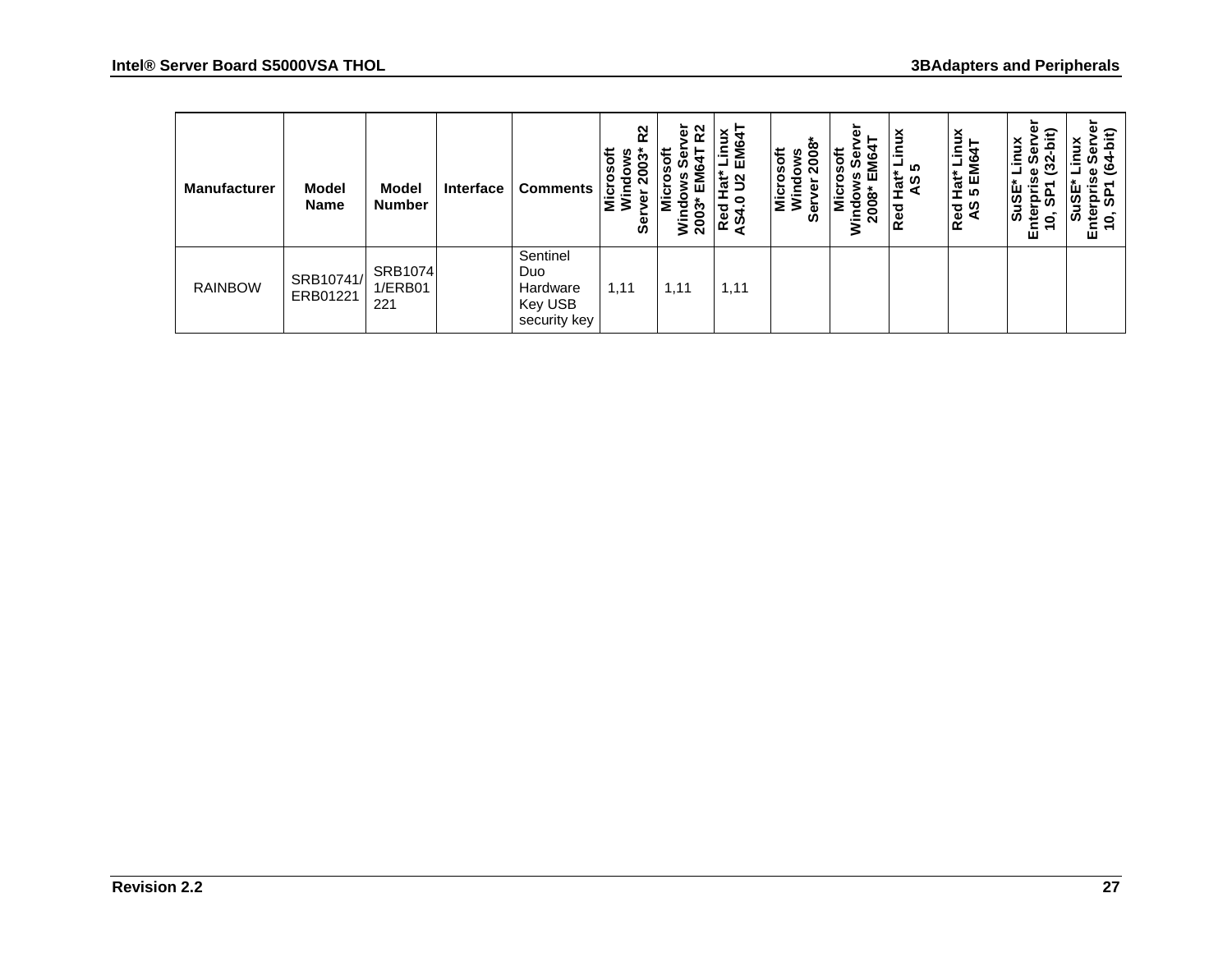| Manufacturer | Model Name | Model Number | Interface | Comments | Microsoft Windows Server 2003* R2 | Microsoft Windows Server 2003* EM64T R2 | Red Hat* Linux AS4.0 U2 EM64T | Microsoft Windows Server 2008* | Microsoft Windows Server 2008* EM64T | Red Hat* Linux AS 5 | Red Hat* Linux AS 5 EM64T | SuSE* Linux Enterprise Server 10, SP1 (32-bit) | SuSE* Linux Enterprise Server 10, SP1 (64-bit) |
|---|---|---|---|---|---|---|---|---|---|---|---|---|---|
| RAINBOW | SRB10741/ERB01221 | SRB10741/ERB01221 | | Sentinel Duo Hardware Key USB security key | 1,11 | 1,11 | 1,11 | | | | | | |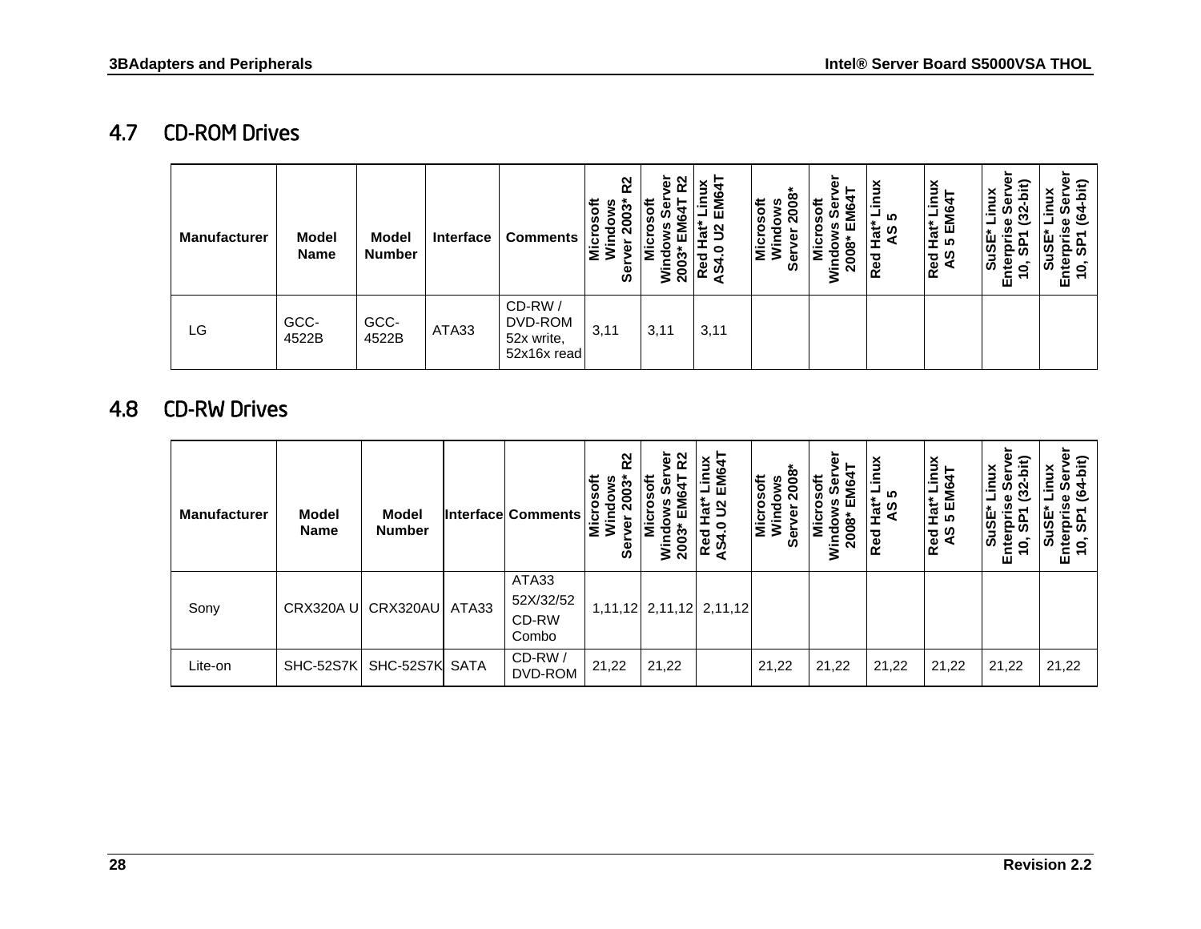## 4.7 CD-ROM Drives

| Manufacturer | Model Name | Model Number | Interface | Comments | Microsoft Windows Server 2003* R2 | Microsoft Windows Server 2003* EM64T R2 | Red Hat* Linux AS4.0 U2 EM64T | Microsoft Windows Server 2008* | Microsoft Windows Server 2008* EM64T | Red Hat* Linux AS 5 | Red Hat* Linux AS 5 EM64T | SuSE* Linux Enterprise Server 10, SP1 (32-bit) | SuSE* Linux Enterprise Server 10, SP1 (64-bit) |
|---|---|---|---|---|---|---|---|---|---|---|---|---|---|
| LG | GCC-4522B | GCC-4522B | ATA33 | CD-RW / DVD-ROM 52x write, 52x16x read | 3,11 | 3,11 | 3,11 | | | | | | |

## 4.8 CD-RW Drives

| Manufacturer | Model Name | Model Number | Interface | Comments | Microsoft Windows Server 2003* R2 | Microsoft Windows Server 2003* EM64T R2 | Red Hat* Linux AS4.0 U2 EM64T | Microsoft Windows Server 2008* | Microsoft Windows Server 2008* EM64T | Red Hat* Linux AS 5 | Red Hat* Linux AS 5 EM64T | SuSE* Linux Enterprise Server 10, SP1 (32-bit) | SuSE* Linux Enterprise Server 10, SP1 (64-bit) |
|---|---|---|---|---|---|---|---|---|---|---|---|---|---|
| Sony | CRX320A U | CRX320AU | ATA33 | ATA33 52X/32/52 CD-RW Combo | 1,11,12 | 2,11,12 | 2,11,12 | | | | | | |
| Lite-on | SHC-52S7K | SHC-52S7K | SATA | CD-RW / DVD-ROM | 21,22 | 21,22 | | 21,22 | 21,22 | 21,22 | 21,22 | 21,22 | 21,22 |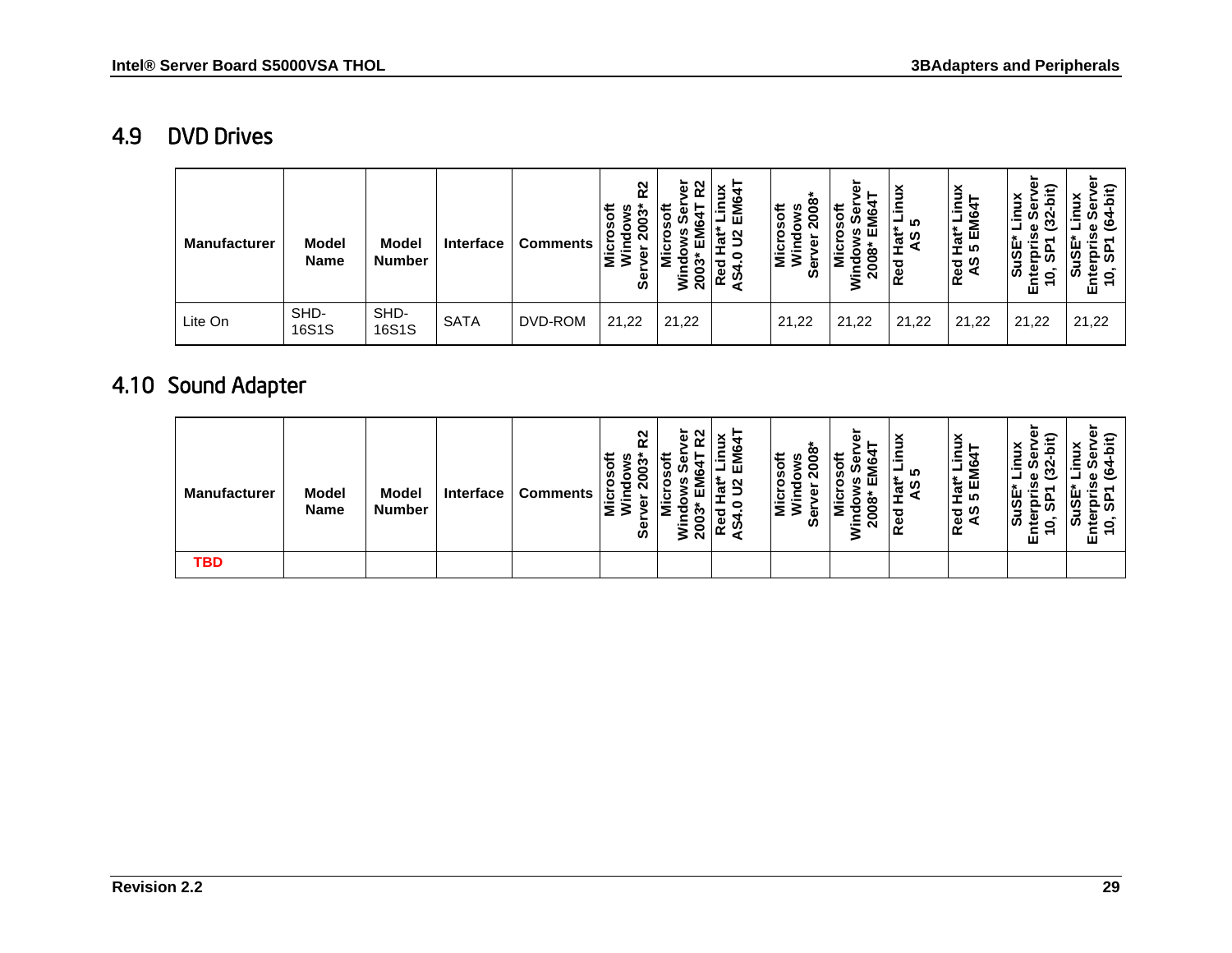## 4.9 DVD Drives

| Manufacturer | Model Name | Model Number | Interface | Comments | Microsoft Windows Server 2003* R2 | Microsoft Windows Server 2003* EM64T R2 | Red Hat* Linux AS4.0 U2 EM64T | Microsoft Windows Server 2008* | Microsoft Windows Server 2008* EM64T | Red Hat* Linux AS 5 | Red Hat* Linux AS 5 EM64T | SuSE* Linux Enterprise Server 10, SP1 (32-bit) | SuSE* Linux Enterprise Server 10, SP1 (64-bit) |
|---|---|---|---|---|---|---|---|---|---|---|---|---|---|
| Lite On | SHD-16S1S | SHD-16S1S | SATA | DVD-ROM | 21,22 | 21,22 | | 21,22 | 21,22 | 21,22 | 21,22 | 21,22 | 21,22 |

## 4.10 Sound Adapter

| Manufacturer | Model Name | Model Number | Interface | Comments | Microsoft Windows Server 2003* R2 | Microsoft Windows Server 2003* EM64T R2 | Red Hat* Linux AS4.0 U2 EM64T | Microsoft Windows Server 2008* | Microsoft Windows Server 2008* EM64T | Red Hat* Linux AS 5 | Red Hat* Linux AS 5 EM64T | SuSE* Linux Enterprise Server 10, SP1 (32-bit) | SuSE* Linux Enterprise Server 10, SP1 (64-bit) |
|---|---|---|---|---|---|---|---|---|---|---|---|---|---|
| **TBD** | | | | | | | | | | | | | |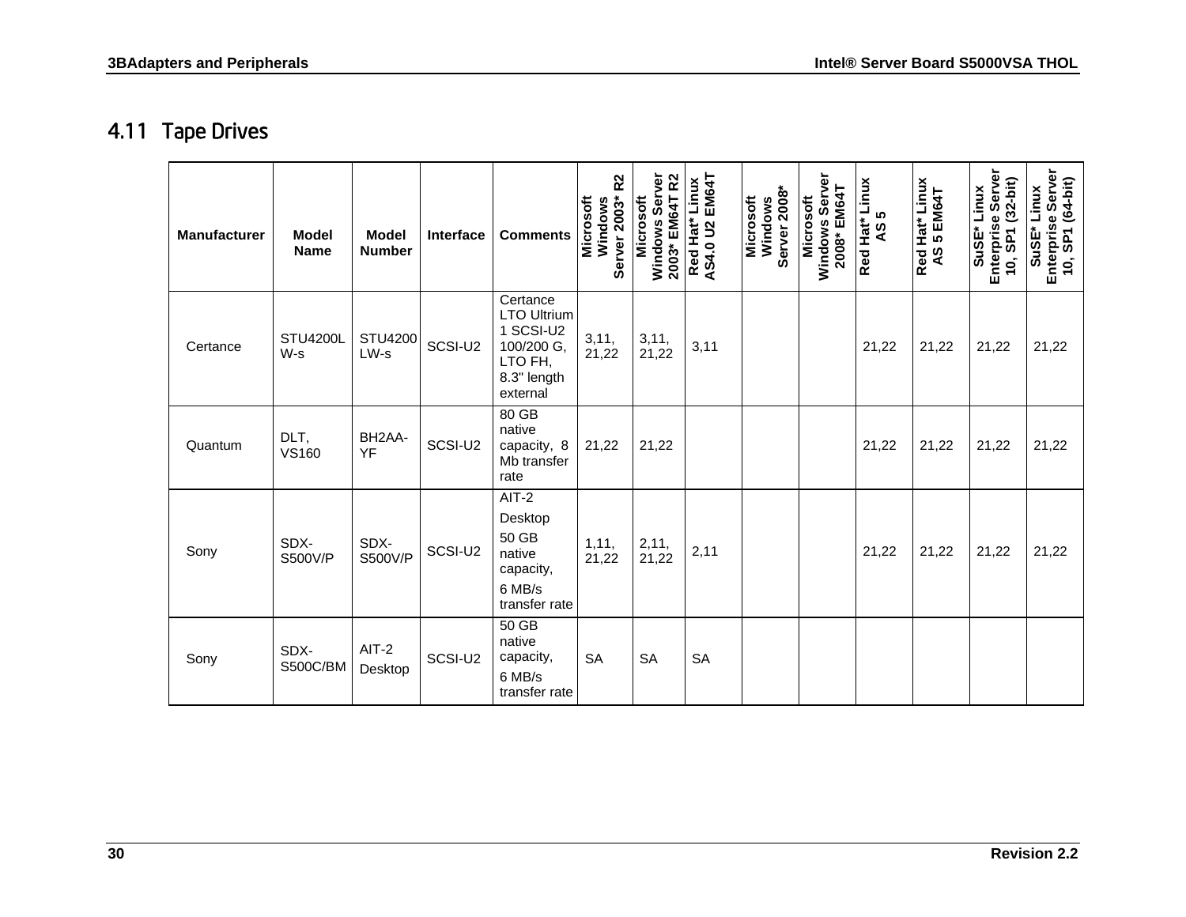## 4.11 Tape Drives

| Manufacturer | Model Name | Model Number | Interface | Comments | Microsoft Windows Server 2003* R2 | Microsoft Windows Server 2003* EM64T R2 | Red Hat* Linux AS4.0 U2 EM64T | Microsoft Windows Server 2008* | Microsoft Windows Server 2008* EM64T | Red Hat* Linux AS 5 | Red Hat* Linux AS 5 EM64T | SuSE* Linux Enterprise Server 10, SP1 (32-bit) | SuSE* Linux Enterprise Server 10, SP1 (64-bit) |
|---|---|---|---|---|---|---|---|---|---|---|---|---|---|
| Certance | STU4200LW-s | STU4200LW-s | SCSI-U2 | Certance LTO Ultrium 1 SCSI-U2 100/200 G, LTO FH, 8.3" length external | 3,11, 21,22 | 3,11, 21,22 | 3,11 | | | 21,22 | 21,22 | 21,22 | 21,22 |
| Quantum | DLT, VS160 | BH2AA-YF | SCSI-U2 | 80 GB native capacity, 8 Mb transfer rate | 21,22 | 21,22 | | | | 21,22 | 21,22 | 21,22 | 21,22 |
| Sony | SDX-S500V/P | SDX-S500V/P | SCSI-U2 | AIT-2 Desktop 50 GB native capacity, 6 MB/s transfer rate | 1,11, 21,22 | 2,11, 21,22 | 2,11 | | | 21,22 | 21,22 | 21,22 | 21,22 |
| Sony | SDX-S500C/BM | AIT-2 Desktop | SCSI-U2 | 50 GB native capacity, 6 MB/s transfer rate | SA | SA | SA | | | | | | |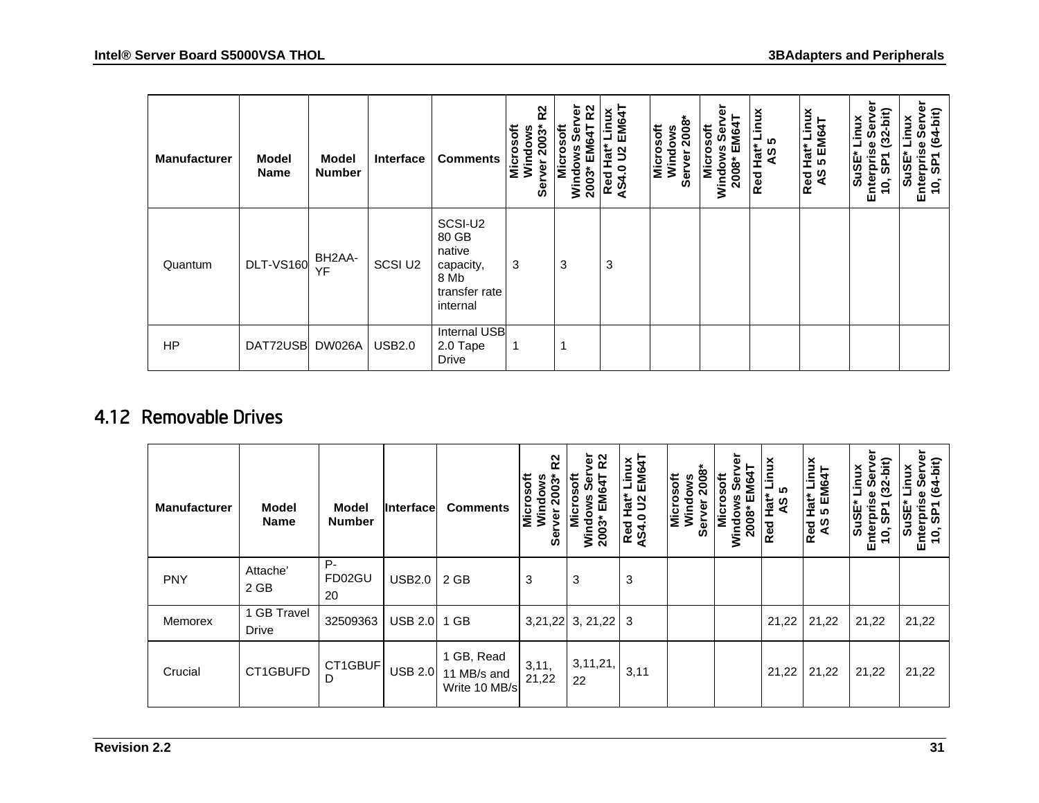| Manufacturer | Model Name | Model Number | Interface | Comments | Microsoft Windows Server 2003* R2 | Microsoft Windows Server 2003* EM64T R2 | Red Hat* Linux AS4.0 U2 EM64T | Microsoft Windows Server 2008* | Microsoft Windows Server 2008* EM64T | Red Hat* Linux AS 5 | Red Hat* Linux AS 5 EM64T | SuSE* Linux Enterprise Server 10, SP1 (32-bit) | SuSE* Linux Enterprise Server 10, SP1 (64-bit) |
|---|---|---|---|---|---|---|---|---|---|---|---|---|---|
| Quantum | DLT-VS160 | BH2AA-YF | SCSI U2 | SCSI-U2 80 GB native capacity, 8 Mb transfer rate internal | 3 | 3 | 3 | | | | | | |
| HP | DAT72USB | DW026A | USB2.0 | Internal USB 2.0 Tape Drive | 1 | 1 | | | | | | | |

## 4.12 Removable Drives

| Manufacturer | Model Name | Model Number | Interface | Comments | Microsoft Windows Server 2003* R2 | Microsoft Windows Server 2003* EM64T R2 | Red Hat* Linux AS4.0 U2 EM64T | Microsoft Windows Server 2008* | Microsoft Windows Server 2008* EM64T | Red Hat* Linux AS 5 | Red Hat* Linux AS 5 EM64T | SuSE* Linux Enterprise Server 10, SP1 (32-bit) | SuSE* Linux Enterprise Server 10, SP1 (64-bit) |
|---|---|---|---|---|---|---|---|---|---|---|---|---|---|
| PNY | Attache' 2 GB | P-FD02GU20 | USB2.0 | 2 GB | 3 | 3 | 3 | | | | | | |
| Memorex | 1 GB Travel Drive | 32509363 | USB 2.0 | 1 GB | 3,21,22 | 3, 21,22 | 3 | | | 21,22 | 21,22 | 21,22 | 21,22 |
| Crucial | CT1GBUFD | CT1GBUFD | USB 2.0 | 1 GB, Read 11 MB/s and Write 10 MB/s | 3,11, 21,22 | 3,11,21, 22 | 3,11 | | | 21,22 | 21,22 | 21,22 | 21,22 |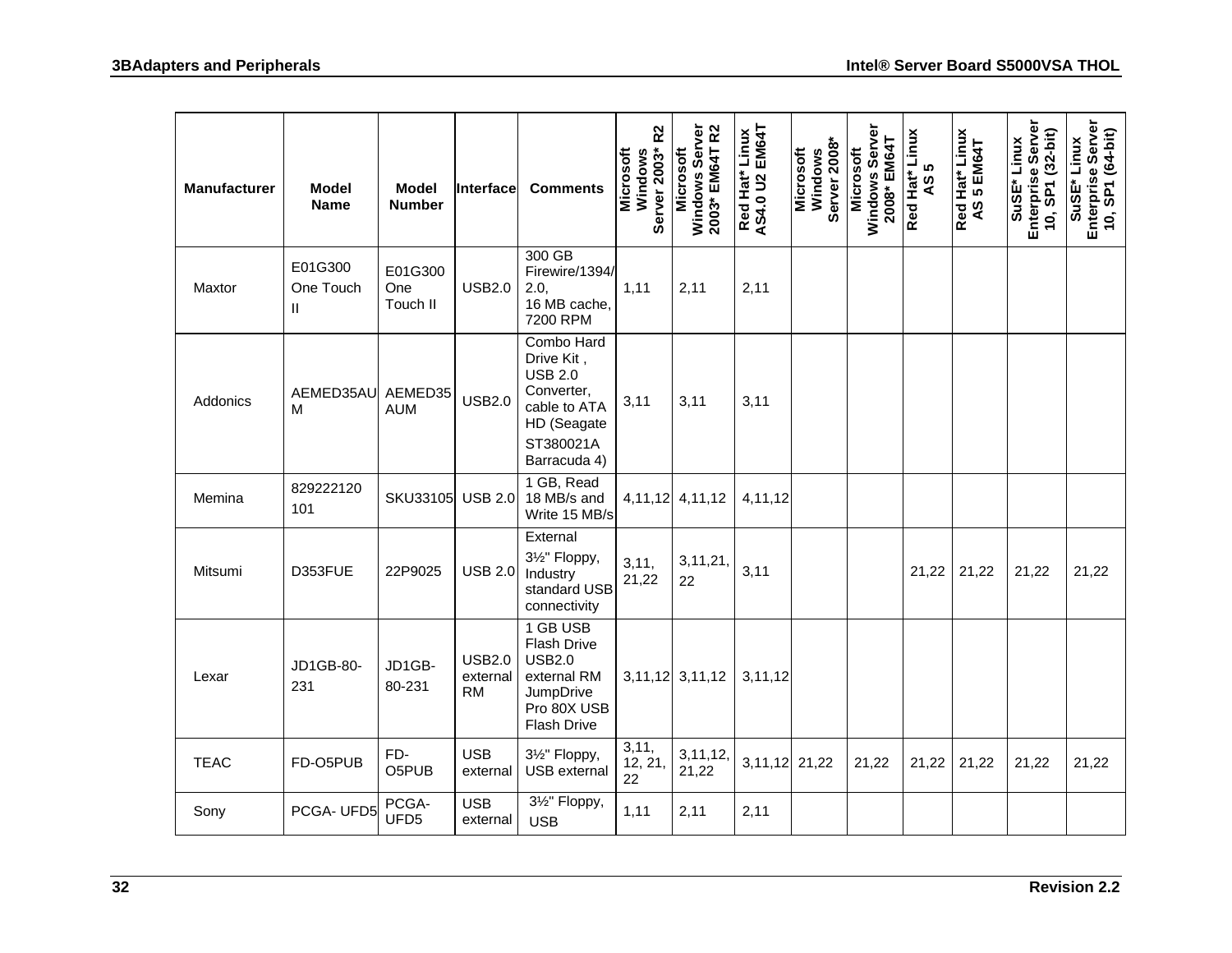| Manufacturer | Model Name | Model Number | Interface | Comments | Microsoft Windows Server 2003* R2 | Microsoft Windows Server 2003* EM64T R2 | Red Hat* Linux AS4.0 U2 EM64T | Microsoft Windows Server 2008* | Microsoft Windows Server 2008* EM64T | Red Hat* Linux AS 5 | Red Hat* Linux AS 5 EM64T | SuSE* Linux Enterprise Server 10, SP1 (32-bit) | SuSE* Linux Enterprise Server 10, SP1 (64-bit) |
|---|---|---|---|---|---|---|---|---|---|---|---|---|---|
| Maxtor | E01G300 One Touch II | E01G300 One Touch II | USB2.0 | 300 GB Firewire/1394/ 2.0, 16 MB cache, 7200 RPM | 1,11 | 2,11 | 2,11 | | | | | | |
| Addonics | AEMED35AUM | AEMED35AUM | USB2.0 | Combo Hard Drive Kit , USB 2.0 Converter, cable to ATA HD (Seagate ST380021A Barracuda 4) | 3,11 | 3,11 | 3,11 | | | | | | |
| Memina | 829222120101 | SKU33105 | USB 2.0 | 1 GB, Read 18 MB/s and Write 15 MB/s | 4,11,12 | 4,11,12 | 4,11,12 | | | | | | |
| Mitsumi | D353FUE | 22P9025 | USB 2.0 | External 3½" Floppy, Industry standard USB connectivity | 3,11, 21,22 | 3,11,21, 22 | 3,11 | | | 21,22 | 21,22 | 21,22 | 21,22 |
| Lexar | JD1GB-80-231 | JD1GB-80-231 | USB2.0 external RM | 1 GB USB Flash Drive USB2.0 external RM JumpDrive Pro 80X USB Flash Drive | 3,11,12 | 3,11,12 | 3,11,12 | | | | | | |
| TEAC | FD-O5PUB | FD-O5PUB | USB external | 3½" Floppy, USB external | 3,11, 12, 21, 22 | 3,11,12, 21,22 | 3,11,12 | 21,22 | 21,22 | 21,22 | 21,22 | 21,22 | 21,22 |
| Sony | PCGA- UFD5 | PCGA-UFD5 | USB external | 3½" Floppy, USB | 1,11 | 2,11 | 2,11 | | | | | | |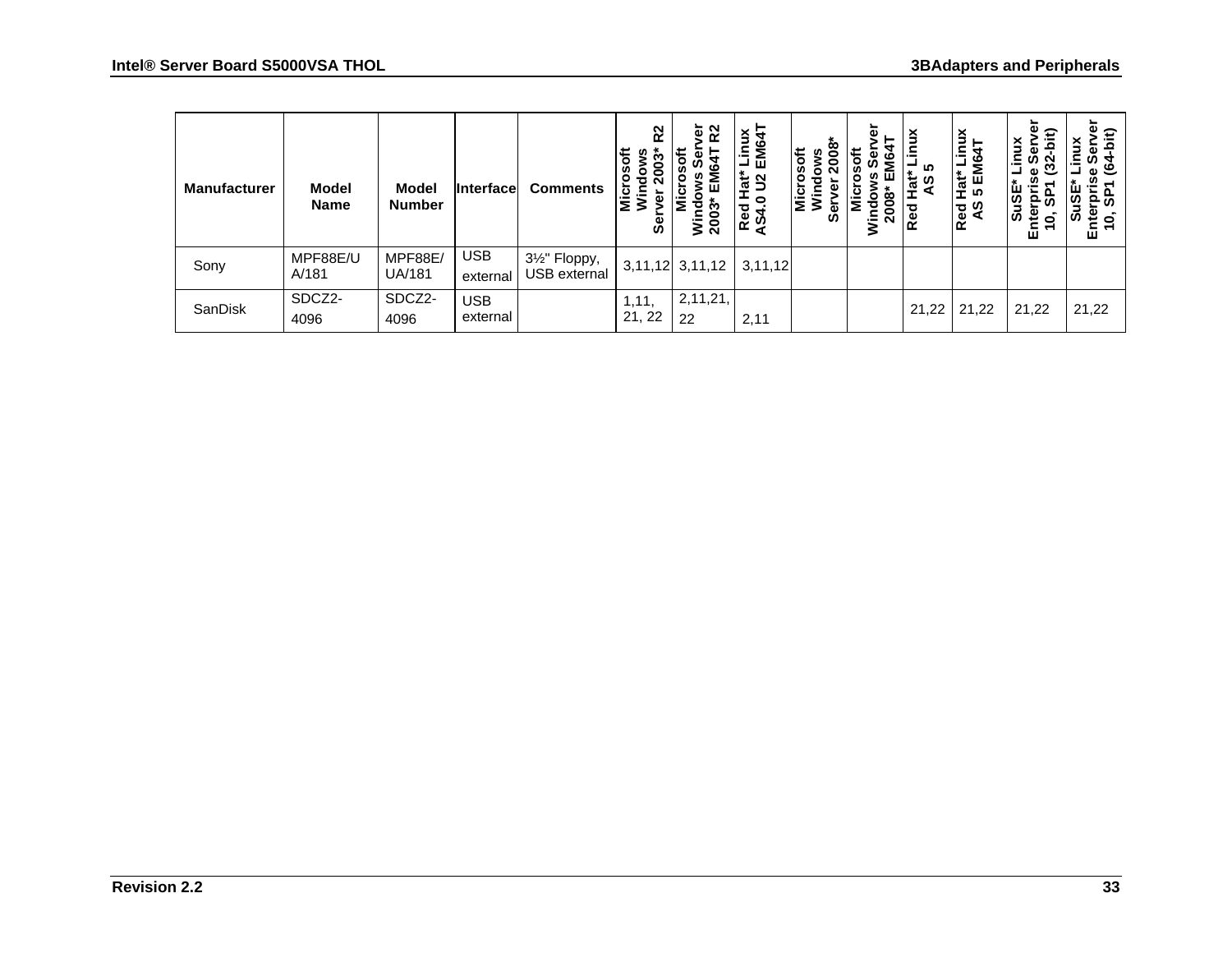| Manufacturer | Model Name | Model Number | Interface | Comments | Microsoft Windows Server 2003* R2 | Microsoft Windows Server 2003* EM64T R2 | Red Hat* Linux AS4.0 U2 EM64T | Microsoft Windows Server 2008* | Microsoft Windows Server 2008* EM64T | Red Hat* Linux AS 5 | Red Hat* Linux AS 5 EM64T | SuSE* Linux Enterprise Server 10, SP1 (32-bit) | SuSE* Linux Enterprise Server 10, SP1 (64-bit) |
|---|---|---|---|---|---|---|---|---|---|---|---|---|---|
| Sony | MPF88E/UA/181 | MPF88E/UA/181 | USB external | 3½" Floppy, USB external | 3,11,12 | 3,11,12 | 3,11,12 | | | | | | |
| SanDisk | SDCZ2-4096 | SDCZ2-4096 | USB external | | 1,11, 21, 22 | 2,11,21, 22 | 2,11 | | | 21,22 | 21,22 | 21,22 | 21,22 |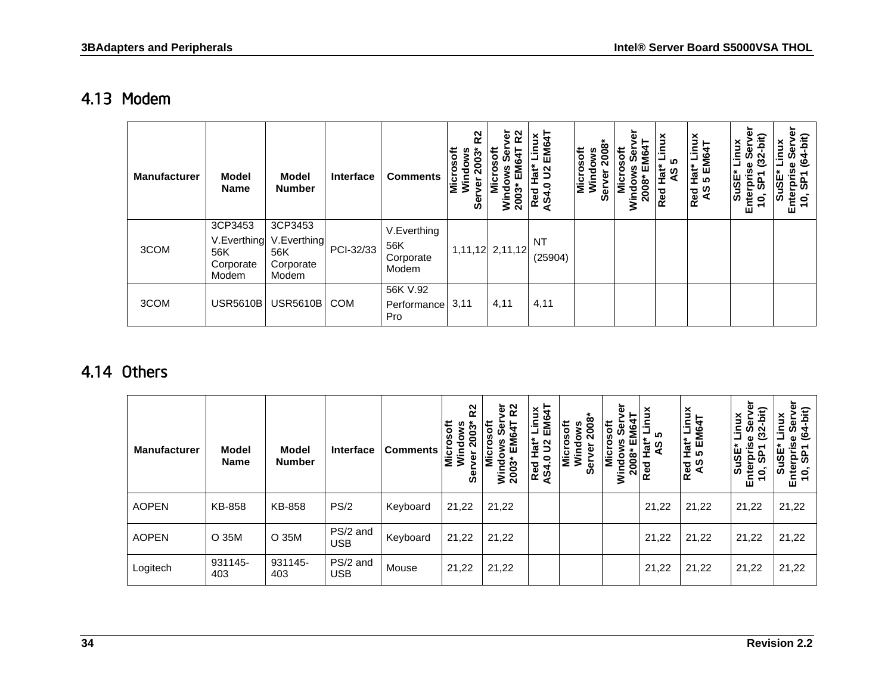## 4.13 Modem

| Manufacturer | Model Name | Model Number | Interface | Comments | Microsoft Windows Server 2003* R2 | Microsoft Windows Server 2003* EM64T R2 | Red Hat* Linux AS4.0 U2 EM64T | Microsoft Windows Server 2008* | Microsoft Windows Server 2008* EM64T | Red Hat* Linux AS 5 | Red Hat* Linux AS 5 EM64T | SuSE* Linux Enterprise Server 10, SP1 (32-bit) | SuSE* Linux Enterprise Server 10, SP1 (64-bit) |
|---|---|---|---|---|---|---|---|---|---|---|---|---|---|
| 3COM | 3CP3453 V.Everthing 56K Corporate Modem | 3CP3453 V.Everthing 56K Corporate Modem | PCI-32/33 | V.Everthing 56K Corporate Modem | 1,11,12 | 2,11,12 | NT (25904) | | | | | | |
| 3COM | USR5610B | USR5610B | COM | 56K V.92 Performance Pro | 3,11 | 4,11 | 4,11 | | | | | | |

## 4.14 Others

| Manufacturer | Model Name | Model Number | Interface | Comments | Microsoft Windows Server 2003* R2 | Microsoft Windows Server 2003* EM64T R2 | Red Hat* Linux AS4.0 U2 EM64T | Microsoft Windows Server 2008* | Microsoft Windows Server 2008* EM64T | Red Hat* Linux AS 5 | Red Hat* Linux AS 5 EM64T | SuSE* Linux Enterprise Server 10, SP1 (32-bit) | SuSE* Linux Enterprise Server 10, SP1 (64-bit) |
|---|---|---|---|---|---|---|---|---|---|---|---|---|---|
| AOPEN | KB-858 | KB-858 | PS/2 | Keyboard | 21,22 | 21,22 | | | | 21,22 | 21,22 | 21,22 | 21,22 |
| AOPEN | O 35M | O 35M | PS/2 and USB | Keyboard | 21,22 | 21,22 | | | | 21,22 | 21,22 | 21,22 | 21,22 |
| Logitech | 931145-403 | 931145-403 | PS/2 and USB | Mouse | 21,22 | 21,22 | | | | 21,22 | 21,22 | 21,22 | 21,22 |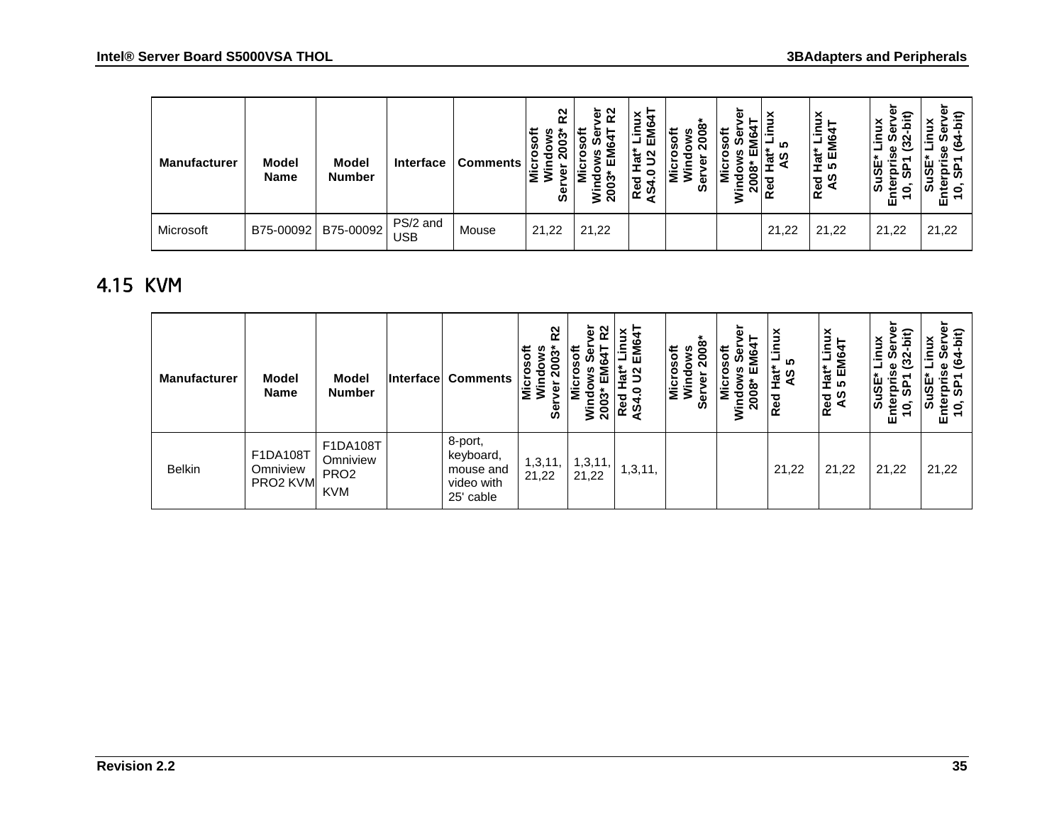| Manufacturer | Model Name | Model Number | Interface | Comments | Microsoft Windows Server 2003* R2 | Microsoft Windows Server 2003* EM64T R2 | Red Hat* Linux AS4.0 U2 EM64T | Microsoft Windows Server 2008* | Microsoft Windows Server 2008* EM64T | Red Hat* Linux AS 5 | Red Hat* Linux AS 5 EM64T | SuSE* Linux Enterprise Server 10, SP1 (32-bit) | SuSE* Linux Enterprise Server 10, SP1 (64-bit) |
|---|---|---|---|---|---|---|---|---|---|---|---|---|---|
| Microsoft | B75-00092 | B75-00092 | PS/2 and USB | Mouse | 21,22 | 21,22 | | | | 21,22 | 21,22 | 21,22 | 21,22 |

## 4.15 KVM

| Manufacturer | Model Name | Model Number | Interface | Comments | Microsoft Windows Server 2003* R2 | Microsoft Windows Server 2003* EM64T R2 | Red Hat* Linux AS4.0 U2 EM64T | Microsoft Windows Server 2008* | Microsoft Windows Server 2008* EM64T | Red Hat* Linux AS 5 | Red Hat* Linux AS 5 EM64T | SuSE* Linux Enterprise Server 10, SP1 (32-bit) | SuSE* Linux Enterprise Server 10, SP1 (64-bit) |
|---|---|---|---|---|---|---|---|---|---|---|---|---|---|
| Belkin | F1DA108T Omniview PRO2 KVM | F1DA108T Omniview PRO2 KVM | | 8-port, keyboard, mouse and video with 25' cable | 1,3,11, 21,22 | 1,3,11, 21,22 | 1,3,11, | | | 21,22 | 21,22 | 21,22 | 21,22 |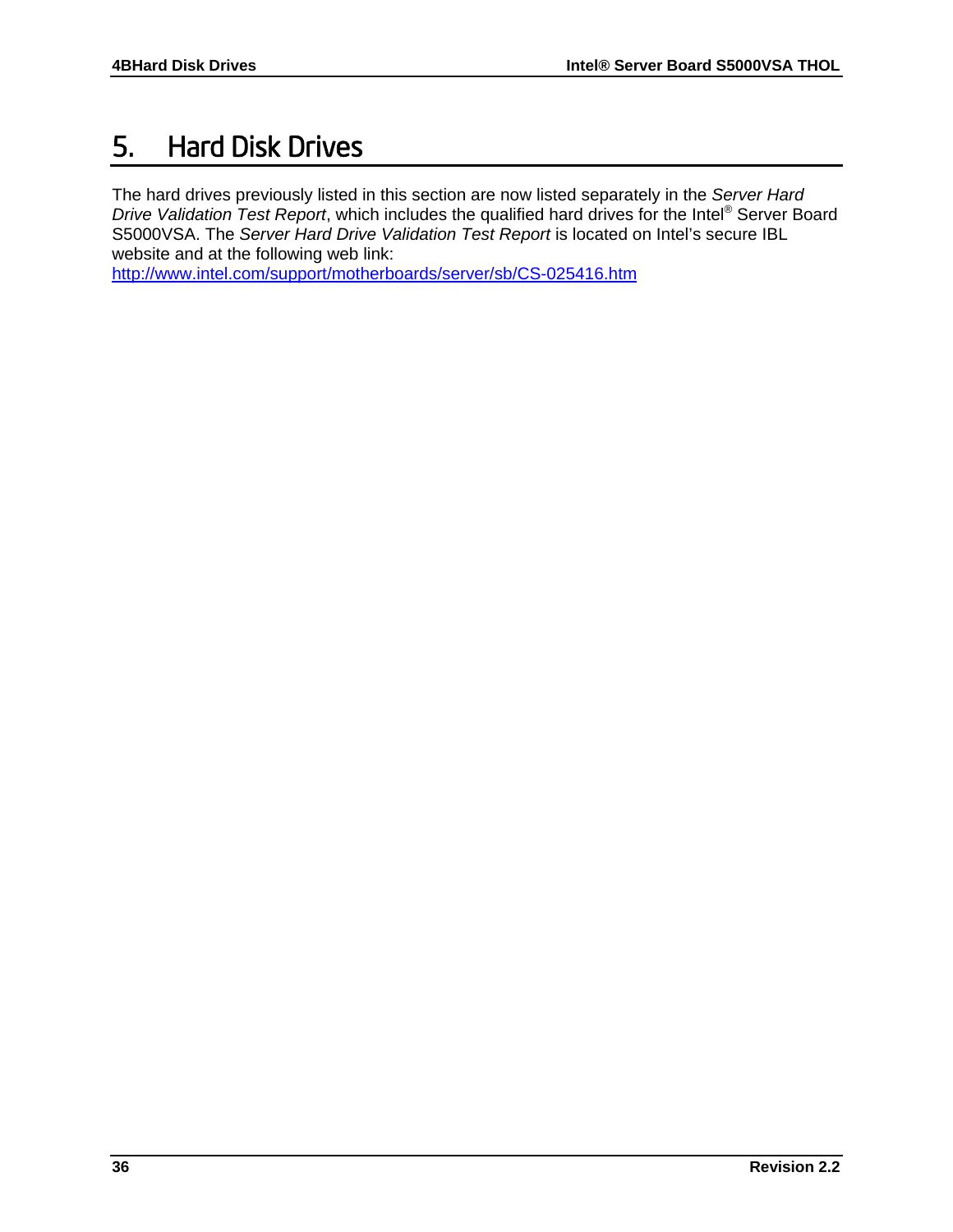# 5. Hard Disk Drives

The hard drives previously listed in this section are now listed separately in the *Server Hard Drive Validation Test Report*, which includes the qualified hard drives for the Intel® Server Board S5000VSA. The *Server Hard Drive Validation Test Report* is located on Intel's secure IBL website and at the following web link:
http://www.intel.com/support/motherboards/server/sb/CS-025416.htm